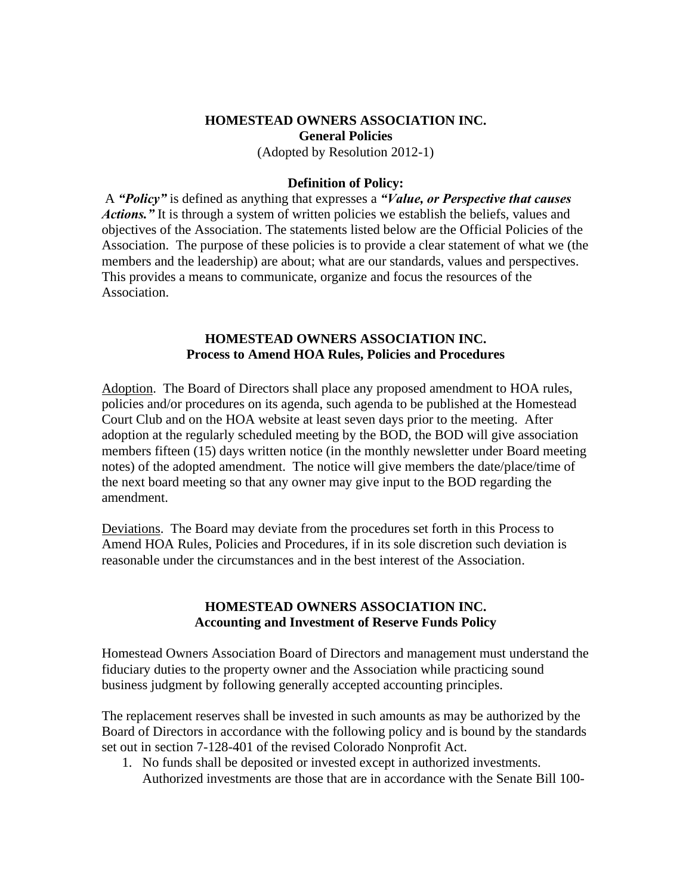# HOMESTEAD OWNERS ASSOCIATION INC.
## General Policies

(Adopted by Resolution 2012-1)

### Definition of Policy:

A ***"Policy"*** is defined as anything that expresses a ***"Value, or Perspective that causes Actions."*** It is through a system of written policies we establish the beliefs, values and objectives of the Association. The statements listed below are the Official Policies of the Association. The purpose of these policies is to provide a clear statement of what we (the members and the leadership) are about; what are our standards, values and perspectives. This provides a means to communicate, organize and focus the resources of the Association.

# HOMESTEAD OWNERS ASSOCIATION INC.
## Process to Amend HOA Rules, Policies and Procedures

<u>Adoption</u>. The Board of Directors shall place any proposed amendment to HOA rules, policies and/or procedures on its agenda, such agenda to be published at the Homestead Court Club and on the HOA website at least seven days prior to the meeting. After adoption at the regularly scheduled meeting by the BOD, the BOD will give association members fifteen (15) days written notice (in the monthly newsletter under Board meeting notes) of the adopted amendment. The notice will give members the date/place/time of the next board meeting so that any owner may give input to the BOD regarding the amendment.

<u>Deviations</u>. The Board may deviate from the procedures set forth in this Process to Amend HOA Rules, Policies and Procedures, if in its sole discretion such deviation is reasonable under the circumstances and in the best interest of the Association.

# HOMESTEAD OWNERS ASSOCIATION INC.
## Accounting and Investment of Reserve Funds Policy

Homestead Owners Association Board of Directors and management must understand the fiduciary duties to the property owner and the Association while practicing sound business judgment by following generally accepted accounting principles.

The replacement reserves shall be invested in such amounts as may be authorized by the Board of Directors in accordance with the following policy and is bound by the standards set out in section 7-128-401 of the revised Colorado Nonprofit Act.

1. No funds shall be deposited or invested except in authorized investments. Authorized investments are those that are in accordance with the Senate Bill 100-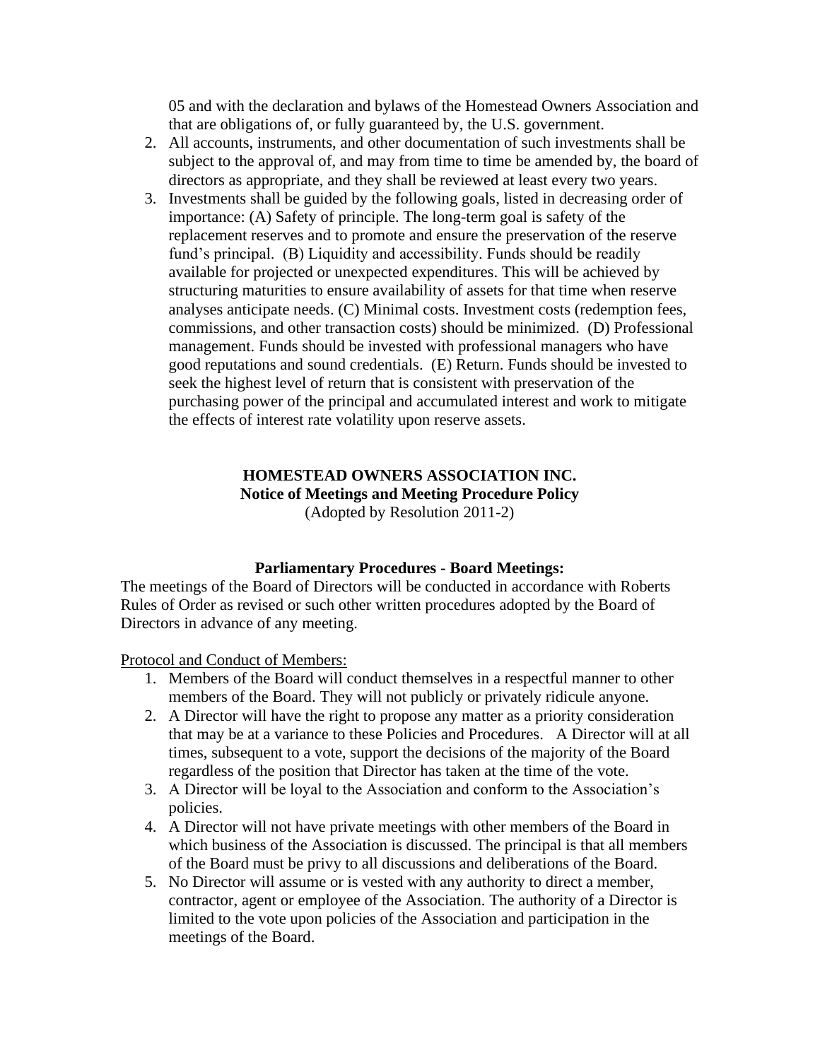05 and with the declaration and bylaws of the Homestead Owners Association and that are obligations of, or fully guaranteed by, the U.S. government.

2. All accounts, instruments, and other documentation of such investments shall be subject to the approval of, and may from time to time be amended by, the board of directors as appropriate, and they shall be reviewed at least every two years.
3. Investments shall be guided by the following goals, listed in decreasing order of importance: (A) Safety of principle. The long-term goal is safety of the replacement reserves and to promote and ensure the preservation of the reserve fund's principal. (B) Liquidity and accessibility. Funds should be readily available for projected or unexpected expenditures. This will be achieved by structuring maturities to ensure availability of assets for that time when reserve analyses anticipate needs. (C) Minimal costs. Investment costs (redemption fees, commissions, and other transaction costs) should be minimized. (D) Professional management. Funds should be invested with professional managers who have good reputations and sound credentials. (E) Return. Funds should be invested to seek the highest level of return that is consistent with preservation of the purchasing power of the principal and accumulated interest and work to mitigate the effects of interest rate volatility upon reserve assets.

# HOMESTEAD OWNERS ASSOCIATION INC.
## Notice of Meetings and Meeting Procedure Policy
(Adopted by Resolution 2011-2)

### Parliamentary Procedures - Board Meetings:

The meetings of the Board of Directors will be conducted in accordance with Roberts Rules of Order as revised or such other written procedures adopted by the Board of Directors in advance of any meeting.

Protocol and Conduct of Members:

1. Members of the Board will conduct themselves in a respectful manner to other members of the Board. They will not publicly or privately ridicule anyone.
2. A Director will have the right to propose any matter as a priority consideration that may be at a variance to these Policies and Procedures. A Director will at all times, subsequent to a vote, support the decisions of the majority of the Board regardless of the position that Director has taken at the time of the vote.
3. A Director will be loyal to the Association and conform to the Association's policies.
4. A Director will not have private meetings with other members of the Board in which business of the Association is discussed. The principal is that all members of the Board must be privy to all discussions and deliberations of the Board.
5. No Director will assume or is vested with any authority to direct a member, contractor, agent or employee of the Association. The authority of a Director is limited to the vote upon policies of the Association and participation in the meetings of the Board.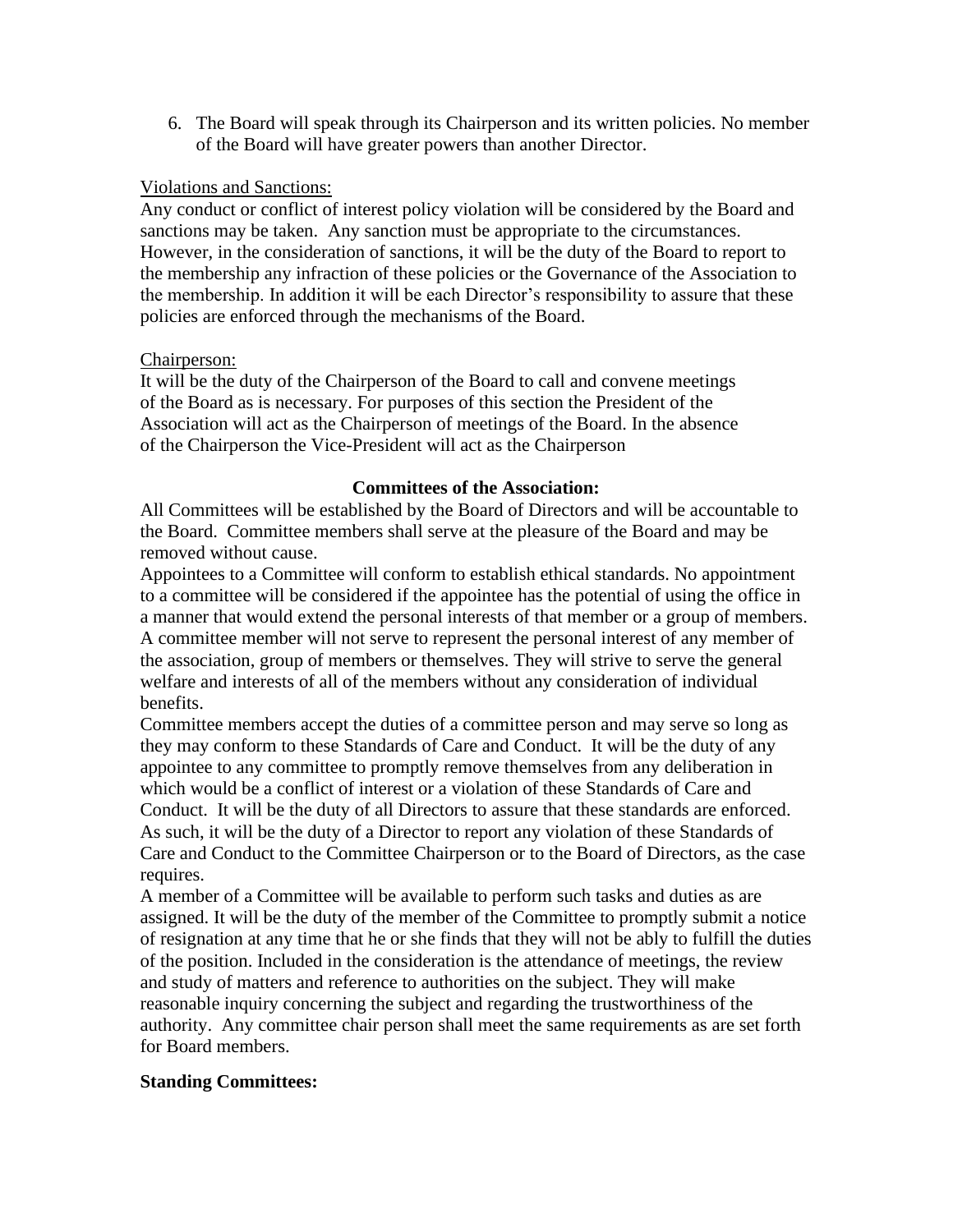6. The Board will speak through its Chairperson and its written policies. No member of the Board will have greater powers than another Director.

Violations and Sanctions:

Any conduct or conflict of interest policy violation will be considered by the Board and sanctions may be taken. Any sanction must be appropriate to the circumstances. However, in the consideration of sanctions, it will be the duty of the Board to report to the membership any infraction of these policies or the Governance of the Association to the membership. In addition it will be each Director's responsibility to assure that these policies are enforced through the mechanisms of the Board.

Chairperson:

It will be the duty of the Chairperson of the Board to call and convene meetings of the Board as is necessary. For purposes of this section the President of the Association will act as the Chairperson of meetings of the Board. In the absence of the Chairperson the Vice-President will act as the Chairperson

## Committees of the Association:

All Committees will be established by the Board of Directors and will be accountable to the Board. Committee members shall serve at the pleasure of the Board and may be removed without cause.

Appointees to a Committee will conform to establish ethical standards. No appointment to a committee will be considered if the appointee has the potential of using the office in a manner that would extend the personal interests of that member or a group of members. A committee member will not serve to represent the personal interest of any member of the association, group of members or themselves. They will strive to serve the general welfare and interests of all of the members without any consideration of individual benefits.

Committee members accept the duties of a committee person and may serve so long as they may conform to these Standards of Care and Conduct. It will be the duty of any appointee to any committee to promptly remove themselves from any deliberation in which would be a conflict of interest or a violation of these Standards of Care and Conduct. It will be the duty of all Directors to assure that these standards are enforced. As such, it will be the duty of a Director to report any violation of these Standards of Care and Conduct to the Committee Chairperson or to the Board of Directors, as the case requires.

A member of a Committee will be available to perform such tasks and duties as are assigned. It will be the duty of the member of the Committee to promptly submit a notice of resignation at any time that he or she finds that they will not be ably to fulfill the duties of the position. Included in the consideration is the attendance of meetings, the review and study of matters and reference to authorities on the subject. They will make reasonable inquiry concerning the subject and regarding the trustworthiness of the authority. Any committee chair person shall meet the same requirements as are set forth for Board members.

**Standing Committees:**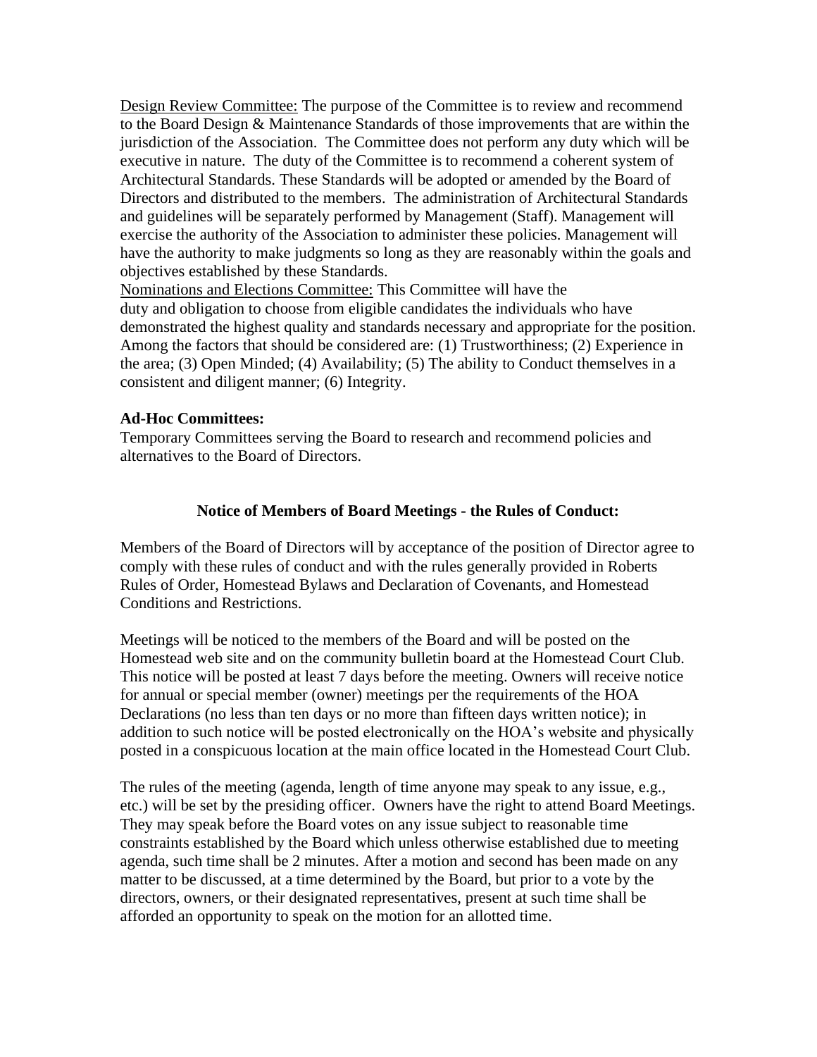<u>Design Review Committee:</u> The purpose of the Committee is to review and recommend to the Board Design & Maintenance Standards of those improvements that are within the jurisdiction of the Association. The Committee does not perform any duty which will be executive in nature. The duty of the Committee is to recommend a coherent system of Architectural Standards. These Standards will be adopted or amended by the Board of Directors and distributed to the members. The administration of Architectural Standards and guidelines will be separately performed by Management (Staff). Management will exercise the authority of the Association to administer these policies. Management will have the authority to make judgments so long as they are reasonably within the goals and objectives established by these Standards.

<u>Nominations and Elections Committee:</u> This Committee will have the duty and obligation to choose from eligible candidates the individuals who have demonstrated the highest quality and standards necessary and appropriate for the position. Among the factors that should be considered are: (1) Trustworthiness; (2) Experience in the area; (3) Open Minded; (4) Availability; (5) The ability to Conduct themselves in a consistent and diligent manner; (6) Integrity.

**Ad-Hoc Committees:**

Temporary Committees serving the Board to research and recommend policies and alternatives to the Board of Directors.

## Notice of Members of Board Meetings - the Rules of Conduct:

Members of the Board of Directors will by acceptance of the position of Director agree to comply with these rules of conduct and with the rules generally provided in Roberts Rules of Order, Homestead Bylaws and Declaration of Covenants, and Homestead Conditions and Restrictions.

Meetings will be noticed to the members of the Board and will be posted on the Homestead web site and on the community bulletin board at the Homestead Court Club. This notice will be posted at least 7 days before the meeting. Owners will receive notice for annual or special member (owner) meetings per the requirements of the HOA Declarations (no less than ten days or no more than fifteen days written notice); in addition to such notice will be posted electronically on the HOA's website and physically posted in a conspicuous location at the main office located in the Homestead Court Club.

The rules of the meeting (agenda, length of time anyone may speak to any issue, e.g., etc.) will be set by the presiding officer. Owners have the right to attend Board Meetings. They may speak before the Board votes on any issue subject to reasonable time constraints established by the Board which unless otherwise established due to meeting agenda, such time shall be 2 minutes. After a motion and second has been made on any matter to be discussed, at a time determined by the Board, but prior to a vote by the directors, owners, or their designated representatives, present at such time shall be afforded an opportunity to speak on the motion for an allotted time.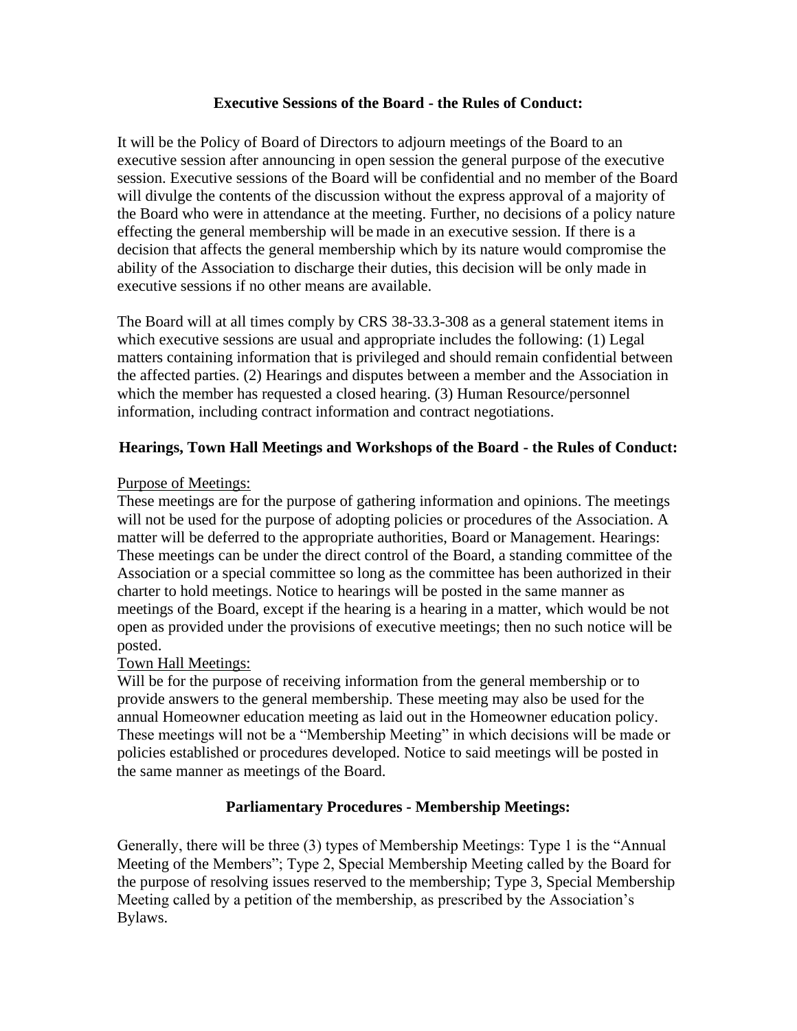## Executive Sessions of the Board - the Rules of Conduct:

It will be the Policy of Board of Directors to adjourn meetings of the Board to an executive session after announcing in open session the general purpose of the executive session. Executive sessions of the Board will be confidential and no member of the Board will divulge the contents of the discussion without the express approval of a majority of the Board who were in attendance at the meeting. Further, no decisions of a policy nature effecting the general membership will be made in an executive session. If there is a decision that affects the general membership which by its nature would compromise the ability of the Association to discharge their duties, this decision will be only made in executive sessions if no other means are available.

The Board will at all times comply by CRS 38-33.3-308 as a general statement items in which executive sessions are usual and appropriate includes the following: (1) Legal matters containing information that is privileged and should remain confidential between the affected parties. (2) Hearings and disputes between a member and the Association in which the member has requested a closed hearing. (3) Human Resource/personnel information, including contract information and contract negotiations.

## Hearings, Town Hall Meetings and Workshops of the Board - the Rules of Conduct:

Purpose of Meetings:
These meetings are for the purpose of gathering information and opinions. The meetings will not be used for the purpose of adopting policies or procedures of the Association. A matter will be deferred to the appropriate authorities, Board or Management. Hearings: These meetings can be under the direct control of the Board, a standing committee of the Association or a special committee so long as the committee has been authorized in their charter to hold meetings. Notice to hearings will be posted in the same manner as meetings of the Board, except if the hearing is a hearing in a matter, which would be not open as provided under the provisions of executive meetings; then no such notice will be posted.

Town Hall Meetings:
Will be for the purpose of receiving information from the general membership or to provide answers to the general membership. These meeting may also be used for the annual Homeowner education meeting as laid out in the Homeowner education policy. These meetings will not be a "Membership Meeting" in which decisions will be made or policies established or procedures developed. Notice to said meetings will be posted in the same manner as meetings of the Board.

## Parliamentary Procedures - Membership Meetings:

Generally, there will be three (3) types of Membership Meetings: Type 1 is the "Annual Meeting of the Members"; Type 2, Special Membership Meeting called by the Board for the purpose of resolving issues reserved to the membership; Type 3, Special Membership Meeting called by a petition of the membership, as prescribed by the Association's Bylaws.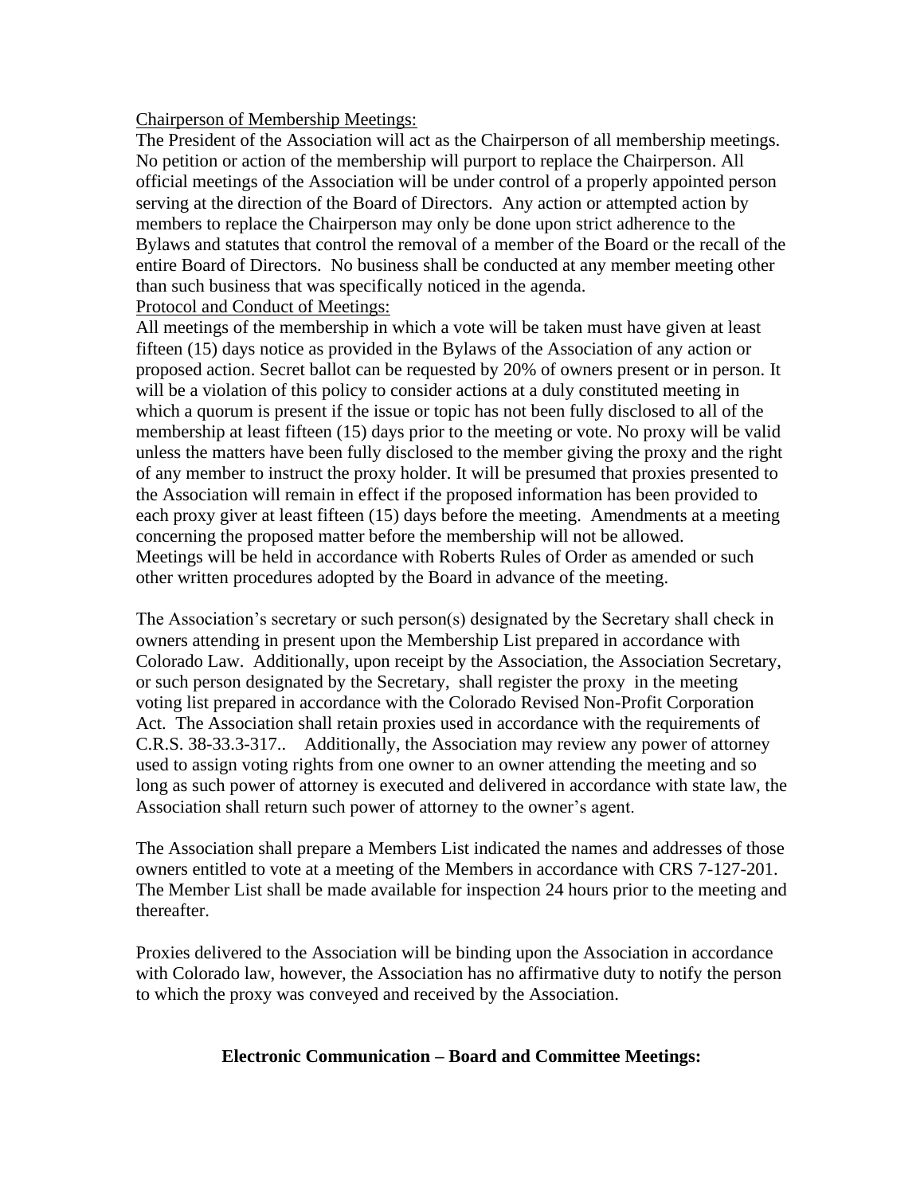<u>Chairperson of Membership Meetings:</u>

The President of the Association will act as the Chairperson of all membership meetings. No petition or action of the membership will purport to replace the Chairperson. All official meetings of the Association will be under control of a properly appointed person serving at the direction of the Board of Directors. Any action or attempted action by members to replace the Chairperson may only be done upon strict adherence to the Bylaws and statutes that control the removal of a member of the Board or the recall of the entire Board of Directors. No business shall be conducted at any member meeting other than such business that was specifically noticed in the agenda.

<u>Protocol and Conduct of Meetings:</u>

All meetings of the membership in which a vote will be taken must have given at least fifteen (15) days notice as provided in the Bylaws of the Association of any action or proposed action. Secret ballot can be requested by 20% of owners present or in person. It will be a violation of this policy to consider actions at a duly constituted meeting in which a quorum is present if the issue or topic has not been fully disclosed to all of the membership at least fifteen (15) days prior to the meeting or vote. No proxy will be valid unless the matters have been fully disclosed to the member giving the proxy and the right of any member to instruct the proxy holder. It will be presumed that proxies presented to the Association will remain in effect if the proposed information has been provided to each proxy giver at least fifteen (15) days before the meeting. Amendments at a meeting concerning the proposed matter before the membership will not be allowed.
Meetings will be held in accordance with Roberts Rules of Order as amended or such other written procedures adopted by the Board in advance of the meeting.

The Association's secretary or such person(s) designated by the Secretary shall check in owners attending in present upon the Membership List prepared in accordance with Colorado Law. Additionally, upon receipt by the Association, the Association Secretary, or such person designated by the Secretary, shall register the proxy in the meeting voting list prepared in accordance with the Colorado Revised Non-Profit Corporation Act. The Association shall retain proxies used in accordance with the requirements of C.R.S. 38-33.3-317.. Additionally, the Association may review any power of attorney used to assign voting rights from one owner to an owner attending the meeting and so long as such power of attorney is executed and delivered in accordance with state law, the Association shall return such power of attorney to the owner's agent.

The Association shall prepare a Members List indicated the names and addresses of those owners entitled to vote at a meeting of the Members in accordance with CRS 7-127-201. The Member List shall be made available for inspection 24 hours prior to the meeting and thereafter.

Proxies delivered to the Association will be binding upon the Association in accordance with Colorado law, however, the Association has no affirmative duty to notify the person to which the proxy was conveyed and received by the Association.

**Electronic Communication – Board and Committee Meetings:**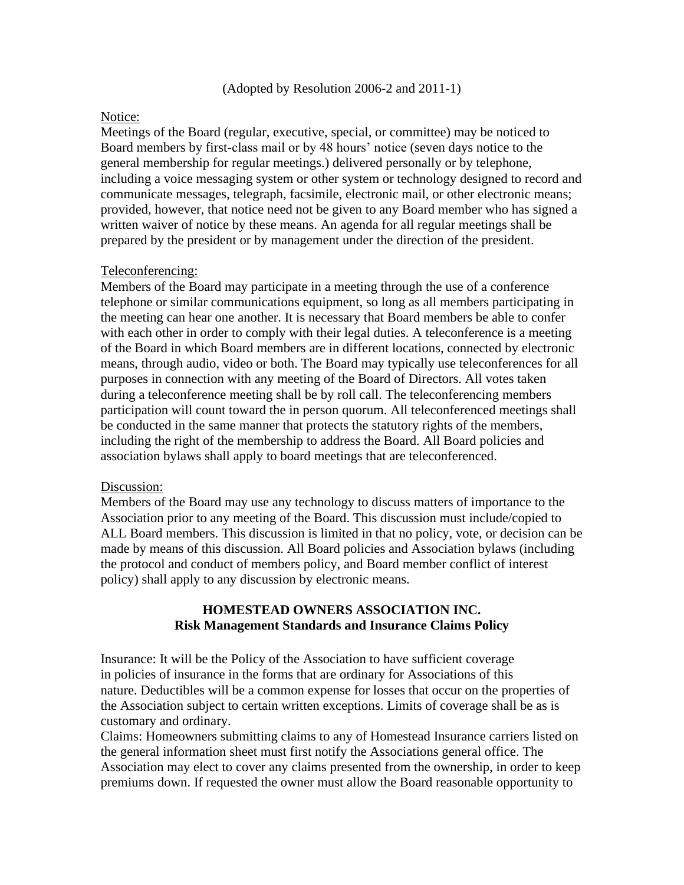(Adopted by Resolution 2006-2 and 2011-1)

Notice:
Meetings of the Board (regular, executive, special, or committee) may be noticed to Board members by first-class mail or by 48 hours' notice (seven days notice to the general membership for regular meetings.) delivered personally or by telephone, including a voice messaging system or other system or technology designed to record and communicate messages, telegraph, facsimile, electronic mail, or other electronic means; provided, however, that notice need not be given to any Board member who has signed a written waiver of notice by these means. An agenda for all regular meetings shall be prepared by the president or by management under the direction of the president.

Teleconferencing:
Members of the Board may participate in a meeting through the use of a conference telephone or similar communications equipment, so long as all members participating in the meeting can hear one another. It is necessary that Board members be able to confer with each other in order to comply with their legal duties. A teleconference is a meeting of the Board in which Board members are in different locations, connected by electronic means, through audio, video or both. The Board may typically use teleconferences for all purposes in connection with any meeting of the Board of Directors. All votes taken during a teleconference meeting shall be by roll call. The teleconferencing members participation will count toward the in person quorum. All teleconferenced meetings shall be conducted in the same manner that protects the statutory rights of the members, including the right of the membership to address the Board. All Board policies and association bylaws shall apply to board meetings that are teleconferenced.

Discussion:
Members of the Board may use any technology to discuss matters of importance to the Association prior to any meeting of the Board. This discussion must include/copied to ALL Board members. This discussion is limited in that no policy, vote, or decision can be made by means of this discussion. All Board policies and Association bylaws (including the protocol and conduct of members policy, and Board member conflict of interest policy) shall apply to any discussion by electronic means.

**HOMESTEAD OWNERS ASSOCIATION INC.**
**Risk Management Standards and Insurance Claims Policy**

Insurance: It will be the Policy of the Association to have sufficient coverage in policies of insurance in the forms that are ordinary for Associations of this nature. Deductibles will be a common expense for losses that occur on the properties of the Association subject to certain written exceptions. Limits of coverage shall be as is customary and ordinary.
Claims: Homeowners submitting claims to any of Homestead Insurance carriers listed on the general information sheet must first notify the Associations general office. The Association may elect to cover any claims presented from the ownership, in order to keep premiums down. If requested the owner must allow the Board reasonable opportunity to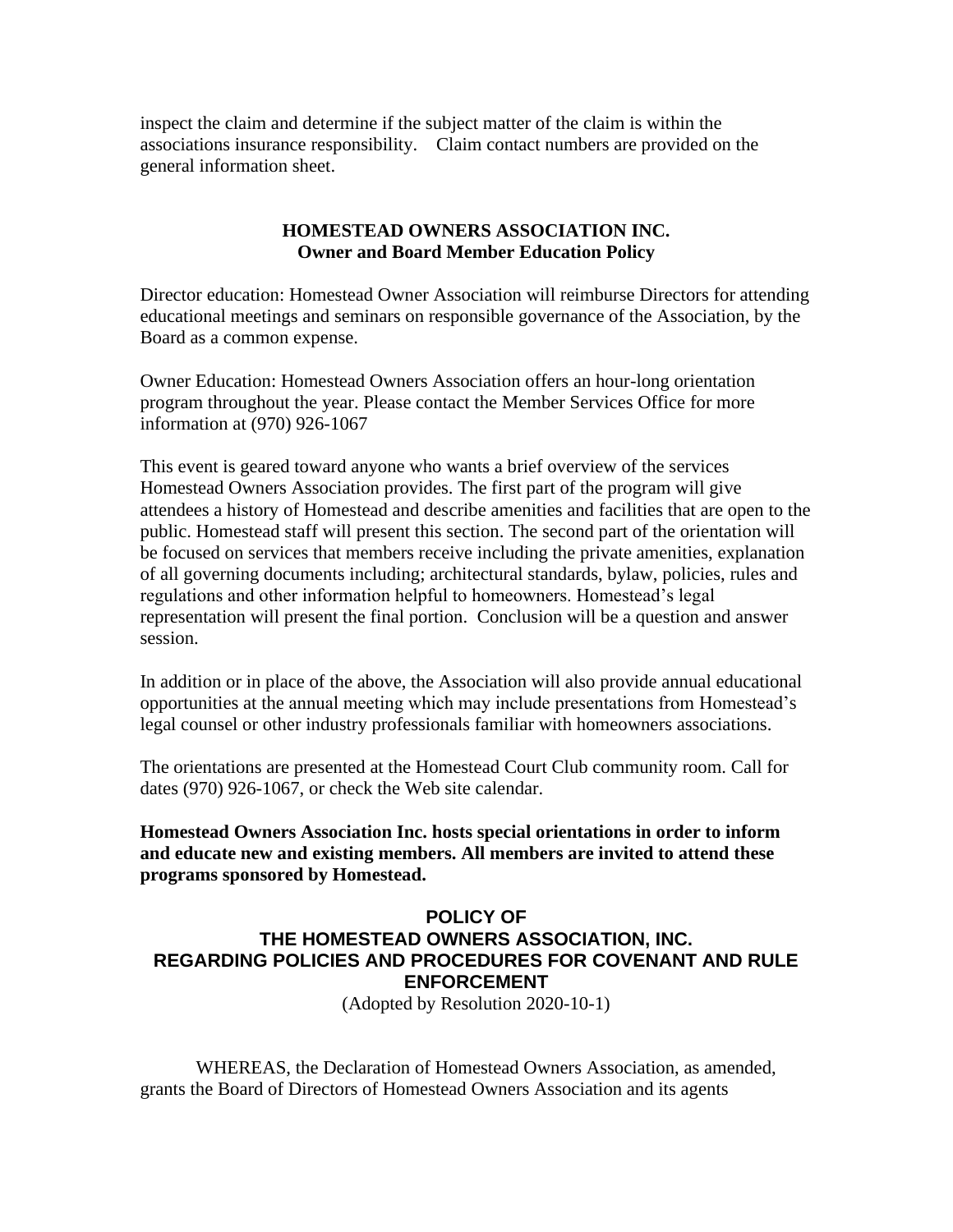inspect the claim and determine if the subject matter of the claim is within the associations insurance responsibility. Claim contact numbers are provided on the general information sheet.

## HOMESTEAD OWNERS ASSOCIATION INC.
## Owner and Board Member Education Policy

Director education: Homestead Owner Association will reimburse Directors for attending educational meetings and seminars on responsible governance of the Association, by the Board as a common expense.

Owner Education: Homestead Owners Association offers an hour-long orientation program throughout the year. Please contact the Member Services Office for more information at (970) 926-1067

This event is geared toward anyone who wants a brief overview of the services Homestead Owners Association provides. The first part of the program will give attendees a history of Homestead and describe amenities and facilities that are open to the public. Homestead staff will present this section. The second part of the orientation will be focused on services that members receive including the private amenities, explanation of all governing documents including; architectural standards, bylaw, policies, rules and regulations and other information helpful to homeowners. Homestead's legal representation will present the final portion. Conclusion will be a question and answer session.

In addition or in place of the above, the Association will also provide annual educational opportunities at the annual meeting which may include presentations from Homestead's legal counsel or other industry professionals familiar with homeowners associations.

The orientations are presented at the Homestead Court Club community room. Call for dates (970) 926-1067, or check the Web site calendar.

**Homestead Owners Association Inc. hosts special orientations in order to inform and educate new and existing members. All members are invited to attend these programs sponsored by Homestead.**

## POLICY OF THE HOMESTEAD OWNERS ASSOCIATION, INC. REGARDING POLICIES AND PROCEDURES FOR COVENANT AND RULE ENFORCEMENT

(Adopted by Resolution 2020-10-1)

WHEREAS, the Declaration of Homestead Owners Association, as amended, grants the Board of Directors of Homestead Owners Association and its agents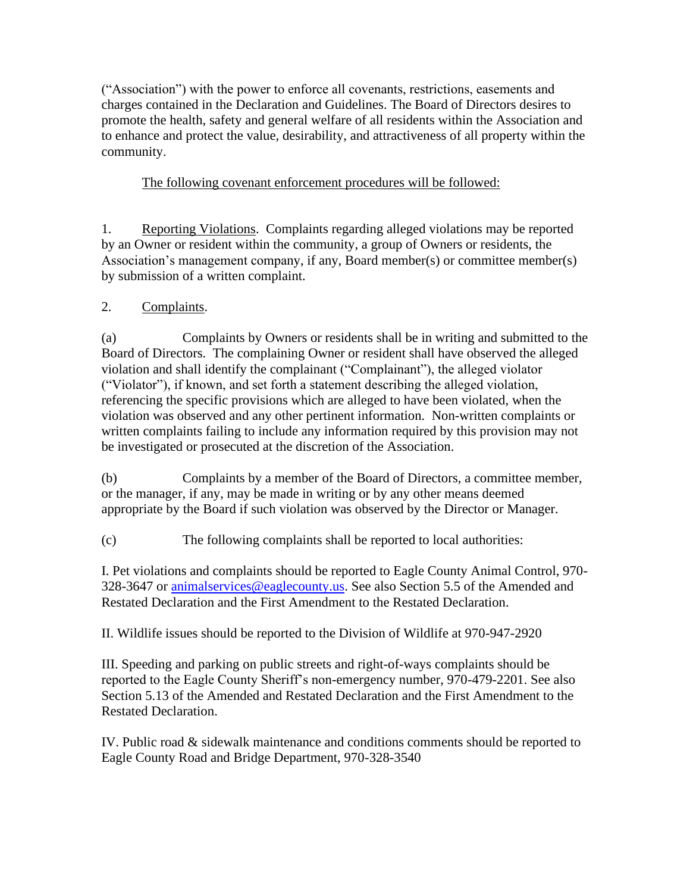("Association") with the power to enforce all covenants, restrictions, easements and charges contained in the Declaration and Guidelines. The Board of Directors desires to promote the health, safety and general welfare of all residents within the Association and to enhance and protect the value, desirability, and attractiveness of all property within the community.

<u>The following covenant enforcement procedures will be followed:</u>

1. <u>Reporting Violations</u>. Complaints regarding alleged violations may be reported by an Owner or resident within the community, a group of Owners or residents, the Association's management company, if any, Board member(s) or committee member(s) by submission of a written complaint.

2. <u>Complaints</u>.

(a) Complaints by Owners or residents shall be in writing and submitted to the Board of Directors. The complaining Owner or resident shall have observed the alleged violation and shall identify the complainant ("Complainant"), the alleged violator ("Violator"), if known, and set forth a statement describing the alleged violation, referencing the specific provisions which are alleged to have been violated, when the violation was observed and any other pertinent information. Non-written complaints or written complaints failing to include any information required by this provision may not be investigated or prosecuted at the discretion of the Association.

(b) Complaints by a member of the Board of Directors, a committee member, or the manager, if any, may be made in writing or by any other means deemed appropriate by the Board if such violation was observed by the Director or Manager.

(c) The following complaints shall be reported to local authorities:

I. Pet violations and complaints should be reported to Eagle County Animal Control, 970-328-3647 or [animalservices@eaglecounty.us](mailto:animalservices@eaglecounty.us). See also Section 5.5 of the Amended and Restated Declaration and the First Amendment to the Restated Declaration.

II. Wildlife issues should be reported to the Division of Wildlife at 970-947-2920

III. Speeding and parking on public streets and right-of-ways complaints should be reported to the Eagle County Sheriff's non-emergency number, 970-479-2201. See also Section 5.13 of the Amended and Restated Declaration and the First Amendment to the Restated Declaration.

IV. Public road & sidewalk maintenance and conditions comments should be reported to Eagle County Road and Bridge Department, 970-328-3540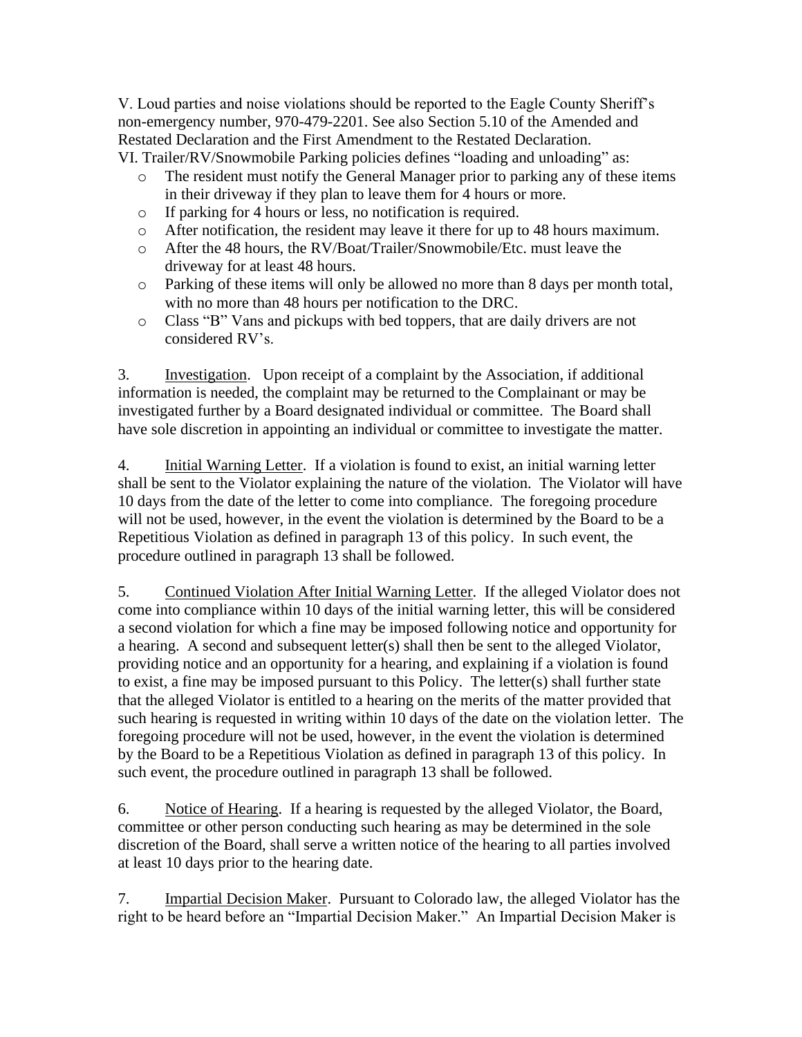V. Loud parties and noise violations should be reported to the Eagle County Sheriff's non-emergency number, 970-479-2201. See also Section 5.10 of the Amended and Restated Declaration and the First Amendment to the Restated Declaration.

VI. Trailer/RV/Snowmobile Parking policies defines "loading and unloading" as:

- The resident must notify the General Manager prior to parking any of these items in their driveway if they plan to leave them for 4 hours or more.
- If parking for 4 hours or less, no notification is required.
- After notification, the resident may leave it there for up to 48 hours maximum.
- After the 48 hours, the RV/Boat/Trailer/Snowmobile/Etc. must leave the driveway for at least 48 hours.
- Parking of these items will only be allowed no more than 8 days per month total, with no more than 48 hours per notification to the DRC.
- Class "B" Vans and pickups with bed toppers, that are daily drivers are not considered RV's.

3. Investigation. Upon receipt of a complaint by the Association, if additional information is needed, the complaint may be returned to the Complainant or may be investigated further by a Board designated individual or committee. The Board shall have sole discretion in appointing an individual or committee to investigate the matter.

4. Initial Warning Letter. If a violation is found to exist, an initial warning letter shall be sent to the Violator explaining the nature of the violation. The Violator will have 10 days from the date of the letter to come into compliance. The foregoing procedure will not be used, however, in the event the violation is determined by the Board to be a Repetitious Violation as defined in paragraph 13 of this policy. In such event, the procedure outlined in paragraph 13 shall be followed.

5. Continued Violation After Initial Warning Letter. If the alleged Violator does not come into compliance within 10 days of the initial warning letter, this will be considered a second violation for which a fine may be imposed following notice and opportunity for a hearing. A second and subsequent letter(s) shall then be sent to the alleged Violator, providing notice and an opportunity for a hearing, and explaining if a violation is found to exist, a fine may be imposed pursuant to this Policy. The letter(s) shall further state that the alleged Violator is entitled to a hearing on the merits of the matter provided that such hearing is requested in writing within 10 days of the date on the violation letter. The foregoing procedure will not be used, however, in the event the violation is determined by the Board to be a Repetitious Violation as defined in paragraph 13 of this policy. In such event, the procedure outlined in paragraph 13 shall be followed.

6. Notice of Hearing. If a hearing is requested by the alleged Violator, the Board, committee or other person conducting such hearing as may be determined in the sole discretion of the Board, shall serve a written notice of the hearing to all parties involved at least 10 days prior to the hearing date.

7. Impartial Decision Maker. Pursuant to Colorado law, the alleged Violator has the right to be heard before an "Impartial Decision Maker." An Impartial Decision Maker is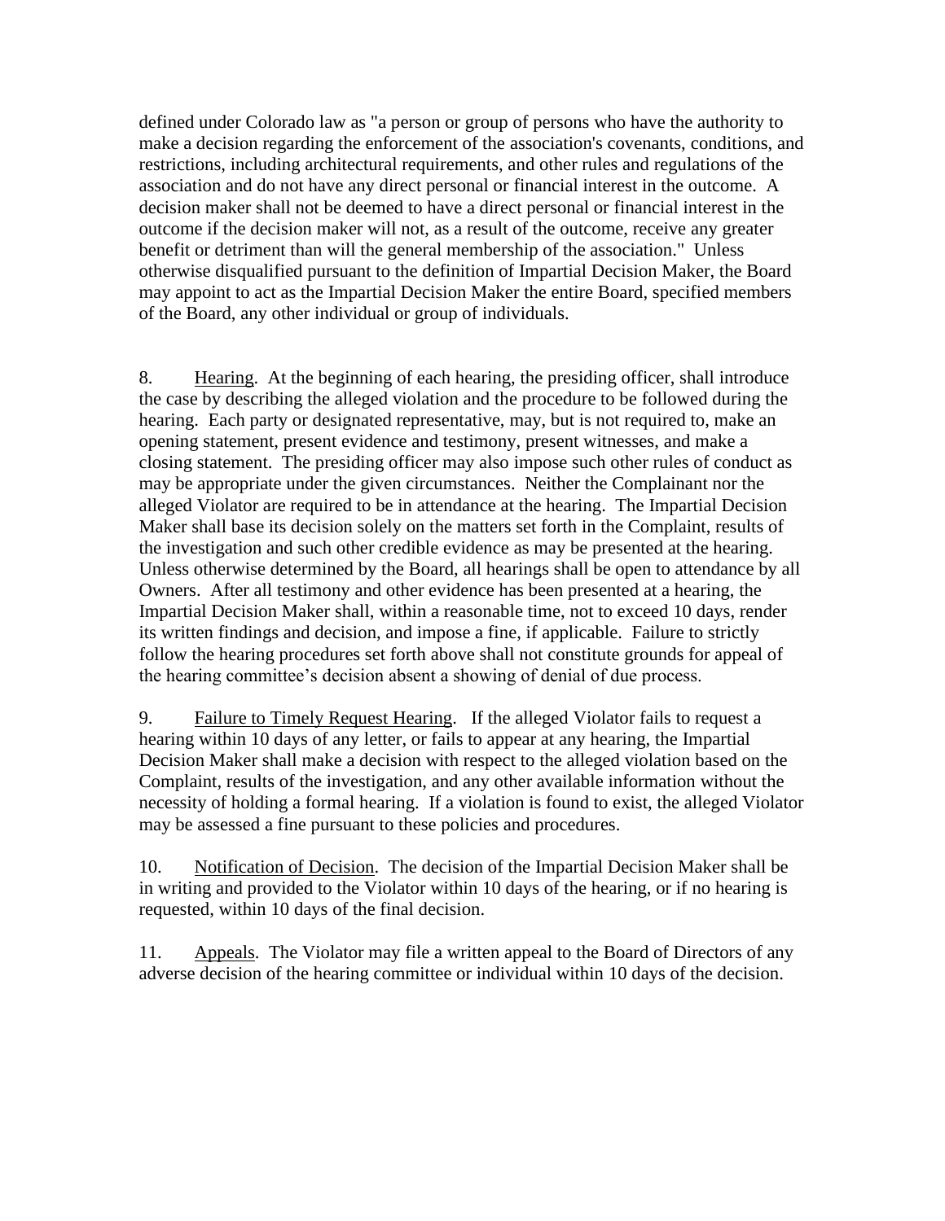defined under Colorado law as "a person or group of persons who have the authority to make a decision regarding the enforcement of the association's covenants, conditions, and restrictions, including architectural requirements, and other rules and regulations of the association and do not have any direct personal or financial interest in the outcome. A decision maker shall not be deemed to have a direct personal or financial interest in the outcome if the decision maker will not, as a result of the outcome, receive any greater benefit or detriment than will the general membership of the association." Unless otherwise disqualified pursuant to the definition of Impartial Decision Maker, the Board may appoint to act as the Impartial Decision Maker the entire Board, specified members of the Board, any other individual or group of individuals.

8. <u>Hearing</u>. At the beginning of each hearing, the presiding officer, shall introduce the case by describing the alleged violation and the procedure to be followed during the hearing. Each party or designated representative, may, but is not required to, make an opening statement, present evidence and testimony, present witnesses, and make a closing statement. The presiding officer may also impose such other rules of conduct as may be appropriate under the given circumstances. Neither the Complainant nor the alleged Violator are required to be in attendance at the hearing. The Impartial Decision Maker shall base its decision solely on the matters set forth in the Complaint, results of the investigation and such other credible evidence as may be presented at the hearing. Unless otherwise determined by the Board, all hearings shall be open to attendance by all Owners. After all testimony and other evidence has been presented at a hearing, the Impartial Decision Maker shall, within a reasonable time, not to exceed 10 days, render its written findings and decision, and impose a fine, if applicable. Failure to strictly follow the hearing procedures set forth above shall not constitute grounds for appeal of the hearing committee's decision absent a showing of denial of due process.

9. <u>Failure to Timely Request Hearing</u>. If the alleged Violator fails to request a hearing within 10 days of any letter, or fails to appear at any hearing, the Impartial Decision Maker shall make a decision with respect to the alleged violation based on the Complaint, results of the investigation, and any other available information without the necessity of holding a formal hearing. If a violation is found to exist, the alleged Violator may be assessed a fine pursuant to these policies and procedures.

10. <u>Notification of Decision</u>. The decision of the Impartial Decision Maker shall be in writing and provided to the Violator within 10 days of the hearing, or if no hearing is requested, within 10 days of the final decision.

11. <u>Appeals</u>. The Violator may file a written appeal to the Board of Directors of any adverse decision of the hearing committee or individual within 10 days of the decision.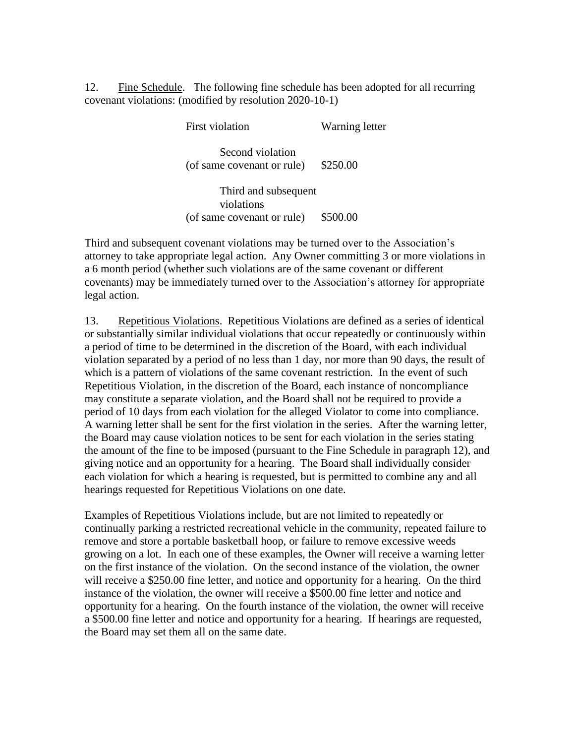12. Fine Schedule. The following fine schedule has been adopted for all recurring covenant violations: (modified by resolution 2020-10-1)

| | |
|---|---|
| First violation | Warning letter |
| Second violation (of same covenant or rule) | $250.00 |
| Third and subsequent violations (of same covenant or rule) | $500.00 |

Third and subsequent covenant violations may be turned over to the Association's attorney to take appropriate legal action. Any Owner committing 3 or more violations in a 6 month period (whether such violations are of the same covenant or different covenants) may be immediately turned over to the Association's attorney for appropriate legal action.

13. Repetitious Violations. Repetitious Violations are defined as a series of identical or substantially similar individual violations that occur repeatedly or continuously within a period of time to be determined in the discretion of the Board, with each individual violation separated by a period of no less than 1 day, nor more than 90 days, the result of which is a pattern of violations of the same covenant restriction. In the event of such Repetitious Violation, in the discretion of the Board, each instance of noncompliance may constitute a separate violation, and the Board shall not be required to provide a period of 10 days from each violation for the alleged Violator to come into compliance. A warning letter shall be sent for the first violation in the series. After the warning letter, the Board may cause violation notices to be sent for each violation in the series stating the amount of the fine to be imposed (pursuant to the Fine Schedule in paragraph 12), and giving notice and an opportunity for a hearing. The Board shall individually consider each violation for which a hearing is requested, but is permitted to combine any and all hearings requested for Repetitious Violations on one date.

Examples of Repetitious Violations include, but are not limited to repeatedly or continually parking a restricted recreational vehicle in the community, repeated failure to remove and store a portable basketball hoop, or failure to remove excessive weeds growing on a lot. In each one of these examples, the Owner will receive a warning letter on the first instance of the violation. On the second instance of the violation, the owner will receive a $250.00 fine letter, and notice and opportunity for a hearing. On the third instance of the violation, the owner will receive a $500.00 fine letter and notice and opportunity for a hearing. On the fourth instance of the violation, the owner will receive a $500.00 fine letter and notice and opportunity for a hearing. If hearings are requested, the Board may set them all on the same date.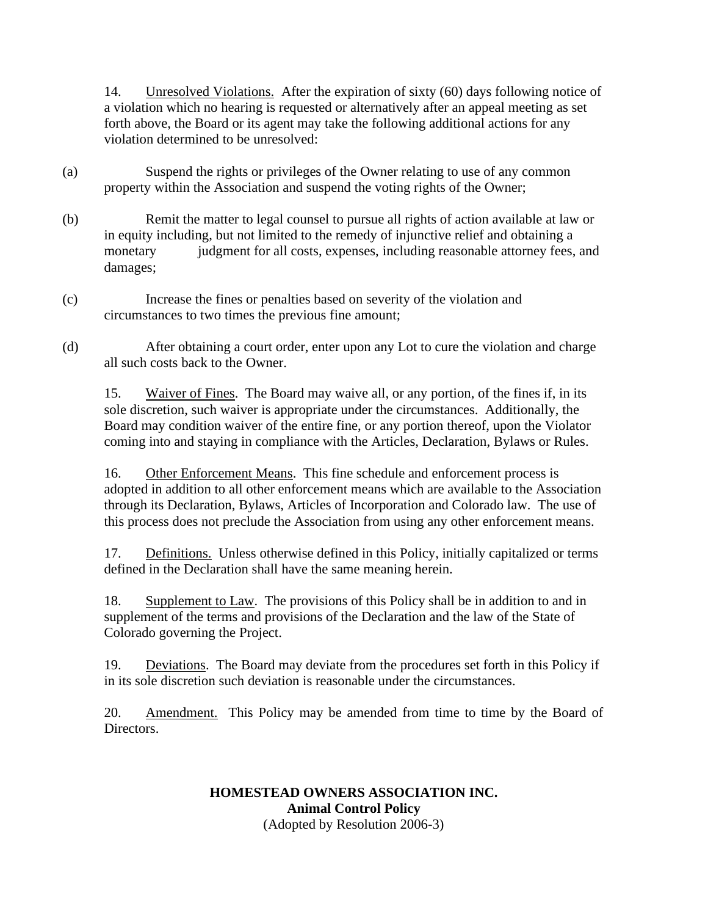14. Unresolved Violations. After the expiration of sixty (60) days following notice of a violation which no hearing is requested or alternatively after an appeal meeting as set forth above, the Board or its agent may take the following additional actions for any violation determined to be unresolved:

(a) Suspend the rights or privileges of the Owner relating to use of any common property within the Association and suspend the voting rights of the Owner;

(b) Remit the matter to legal counsel to pursue all rights of action available at law or in equity including, but not limited to the remedy of injunctive relief and obtaining a monetary judgment for all costs, expenses, including reasonable attorney fees, and damages;

(c) Increase the fines or penalties based on severity of the violation and circumstances to two times the previous fine amount;

(d) After obtaining a court order, enter upon any Lot to cure the violation and charge all such costs back to the Owner.

15. Waiver of Fines. The Board may waive all, or any portion, of the fines if, in its sole discretion, such waiver is appropriate under the circumstances. Additionally, the Board may condition waiver of the entire fine, or any portion thereof, upon the Violator coming into and staying in compliance with the Articles, Declaration, Bylaws or Rules.

16. Other Enforcement Means. This fine schedule and enforcement process is adopted in addition to all other enforcement means which are available to the Association through its Declaration, Bylaws, Articles of Incorporation and Colorado law. The use of this process does not preclude the Association from using any other enforcement means.

17. Definitions. Unless otherwise defined in this Policy, initially capitalized or terms defined in the Declaration shall have the same meaning herein.

18. Supplement to Law. The provisions of this Policy shall be in addition to and in supplement of the terms and provisions of the Declaration and the law of the State of Colorado governing the Project.

19. Deviations. The Board may deviate from the procedures set forth in this Policy if in its sole discretion such deviation is reasonable under the circumstances.

20. Amendment. This Policy may be amended from time to time by the Board of Directors.

**HOMESTEAD OWNERS ASSOCIATION INC.**
**Animal Control Policy**
(Adopted by Resolution 2006-3)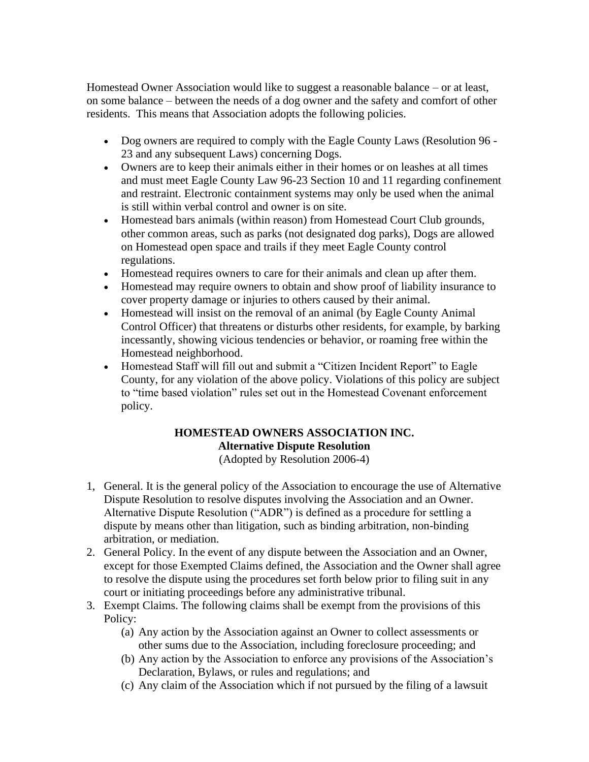Homestead Owner Association would like to suggest a reasonable balance – or at least, on some balance – between the needs of a dog owner and the safety and comfort of other residents. This means that Association adopts the following policies.

- Dog owners are required to comply with the Eagle County Laws (Resolution 96 - 23 and any subsequent Laws) concerning Dogs.
- Owners are to keep their animals either in their homes or on leashes at all times and must meet Eagle County Law 96-23 Section 10 and 11 regarding confinement and restraint. Electronic containment systems may only be used when the animal is still within verbal control and owner is on site.
- Homestead bars animals (within reason) from Homestead Court Club grounds, other common areas, such as parks (not designated dog parks), Dogs are allowed on Homestead open space and trails if they meet Eagle County control regulations.
- Homestead requires owners to care for their animals and clean up after them.
- Homestead may require owners to obtain and show proof of liability insurance to cover property damage or injuries to others caused by their animal.
- Homestead will insist on the removal of an animal (by Eagle County Animal Control Officer) that threatens or disturbs other residents, for example, by barking incessantly, showing vicious tendencies or behavior, or roaming free within the Homestead neighborhood.
- Homestead Staff will fill out and submit a "Citizen Incident Report" to Eagle County, for any violation of the above policy. Violations of this policy are subject to "time based violation" rules set out in the Homestead Covenant enforcement policy.

**HOMESTEAD OWNERS ASSOCIATION INC.**
**Alternative Dispute Resolution**
(Adopted by Resolution 2006-4)

1, General. It is the general policy of the Association to encourage the use of Alternative Dispute Resolution to resolve disputes involving the Association and an Owner. Alternative Dispute Resolution ("ADR") is defined as a procedure for settling a dispute by means other than litigation, such as binding arbitration, non-binding arbitration, or mediation.

2. General Policy. In the event of any dispute between the Association and an Owner, except for those Exempted Claims defined, the Association and the Owner shall agree to resolve the dispute using the procedures set forth below prior to filing suit in any court or initiating proceedings before any administrative tribunal.

3. Exempt Claims. The following claims shall be exempt from the provisions of this Policy:
   - (a) Any action by the Association against an Owner to collect assessments or other sums due to the Association, including foreclosure proceeding; and
   - (b) Any action by the Association to enforce any provisions of the Association's Declaration, Bylaws, or rules and regulations; and
   - (c) Any claim of the Association which if not pursued by the filing of a lawsuit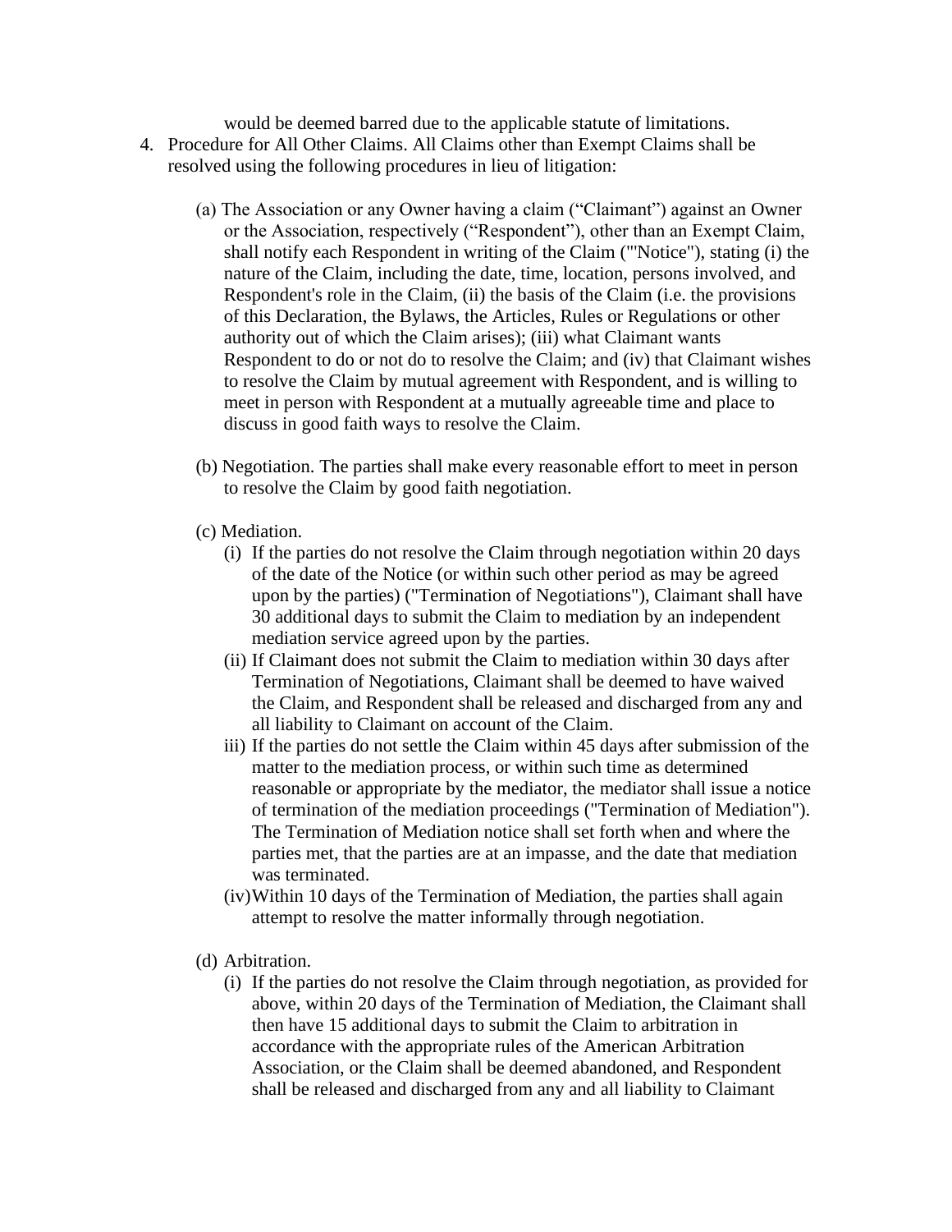would be deemed barred due to the applicable statute of limitations.

4. Procedure for All Other Claims. All Claims other than Exempt Claims shall be resolved using the following procedures in lieu of litigation:

   (a) The Association or any Owner having a claim ("Claimant") against an Owner or the Association, respectively ("Respondent"), other than an Exempt Claim, shall notify each Respondent in writing of the Claim ("'Notice"), stating (i) the nature of the Claim, including the date, time, location, persons involved, and Respondent's role in the Claim, (ii) the basis of the Claim (i.e. the provisions of this Declaration, the Bylaws, the Articles, Rules or Regulations or other authority out of which the Claim arises); (iii) what Claimant wants Respondent to do or not do to resolve the Claim; and (iv) that Claimant wishes to resolve the Claim by mutual agreement with Respondent, and is willing to meet in person with Respondent at a mutually agreeable time and place to discuss in good faith ways to resolve the Claim.

   (b) Negotiation. The parties shall make every reasonable effort to meet in person to resolve the Claim by good faith negotiation.

   (c) Mediation.
      (i) If the parties do not resolve the Claim through negotiation within 20 days of the date of the Notice (or within such other period as may be agreed upon by the parties) ("Termination of Negotiations"), Claimant shall have 30 additional days to submit the Claim to mediation by an independent mediation service agreed upon by the parties.
      (ii) If Claimant does not submit the Claim to mediation within 30 days after Termination of Negotiations, Claimant shall be deemed to have waived the Claim, and Respondent shall be released and discharged from any and all liability to Claimant on account of the Claim.
      iii) If the parties do not settle the Claim within 45 days after submission of the matter to the mediation process, or within such time as determined reasonable or appropriate by the mediator, the mediator shall issue a notice of termination of the mediation proceedings ("Termination of Mediation"). The Termination of Mediation notice shall set forth when and where the parties met, that the parties are at an impasse, and the date that mediation was terminated.
      (iv) Within 10 days of the Termination of Mediation, the parties shall again attempt to resolve the matter informally through negotiation.

   (d) Arbitration.
      (i) If the parties do not resolve the Claim through negotiation, as provided for above, within 20 days of the Termination of Mediation, the Claimant shall then have 15 additional days to submit the Claim to arbitration in accordance with the appropriate rules of the American Arbitration Association, or the Claim shall be deemed abandoned, and Respondent shall be released and discharged from any and all liability to Claimant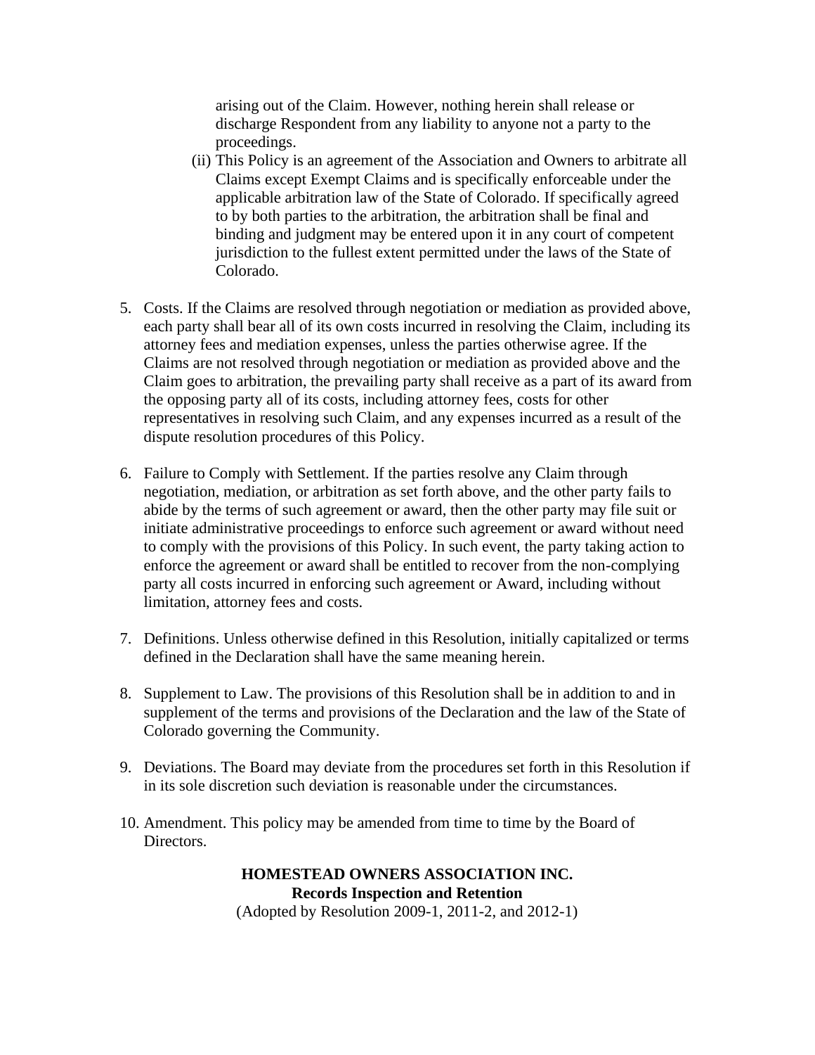arising out of the Claim. However, nothing herein shall release or discharge Respondent from any liability to anyone not a party to the proceedings.

(ii) This Policy is an agreement of the Association and Owners to arbitrate all Claims except Exempt Claims and is specifically enforceable under the applicable arbitration law of the State of Colorado. If specifically agreed to by both parties to the arbitration, the arbitration shall be final and binding and judgment may be entered upon it in any court of competent jurisdiction to the fullest extent permitted under the laws of the State of Colorado.

5. Costs. If the Claims are resolved through negotiation or mediation as provided above, each party shall bear all of its own costs incurred in resolving the Claim, including its attorney fees and mediation expenses, unless the parties otherwise agree. If the Claims are not resolved through negotiation or mediation as provided above and the Claim goes to arbitration, the prevailing party shall receive as a part of its award from the opposing party all of its costs, including attorney fees, costs for other representatives in resolving such Claim, and any expenses incurred as a result of the dispute resolution procedures of this Policy.

6. Failure to Comply with Settlement. If the parties resolve any Claim through negotiation, mediation, or arbitration as set forth above, and the other party fails to abide by the terms of such agreement or award, then the other party may file suit or initiate administrative proceedings to enforce such agreement or award without need to comply with the provisions of this Policy. In such event, the party taking action to enforce the agreement or award shall be entitled to recover from the non-complying party all costs incurred in enforcing such agreement or Award, including without limitation, attorney fees and costs.

7. Definitions. Unless otherwise defined in this Resolution, initially capitalized or terms defined in the Declaration shall have the same meaning herein.

8. Supplement to Law. The provisions of this Resolution shall be in addition to and in supplement of the terms and provisions of the Declaration and the law of the State of Colorado governing the Community.

9. Deviations. The Board may deviate from the procedures set forth in this Resolution if in its sole discretion such deviation is reasonable under the circumstances.

10. Amendment. This policy may be amended from time to time by the Board of Directors.

**HOMESTEAD OWNERS ASSOCIATION INC.**
**Records Inspection and Retention**
(Adopted by Resolution 2009-1, 2011-2, and 2012-1)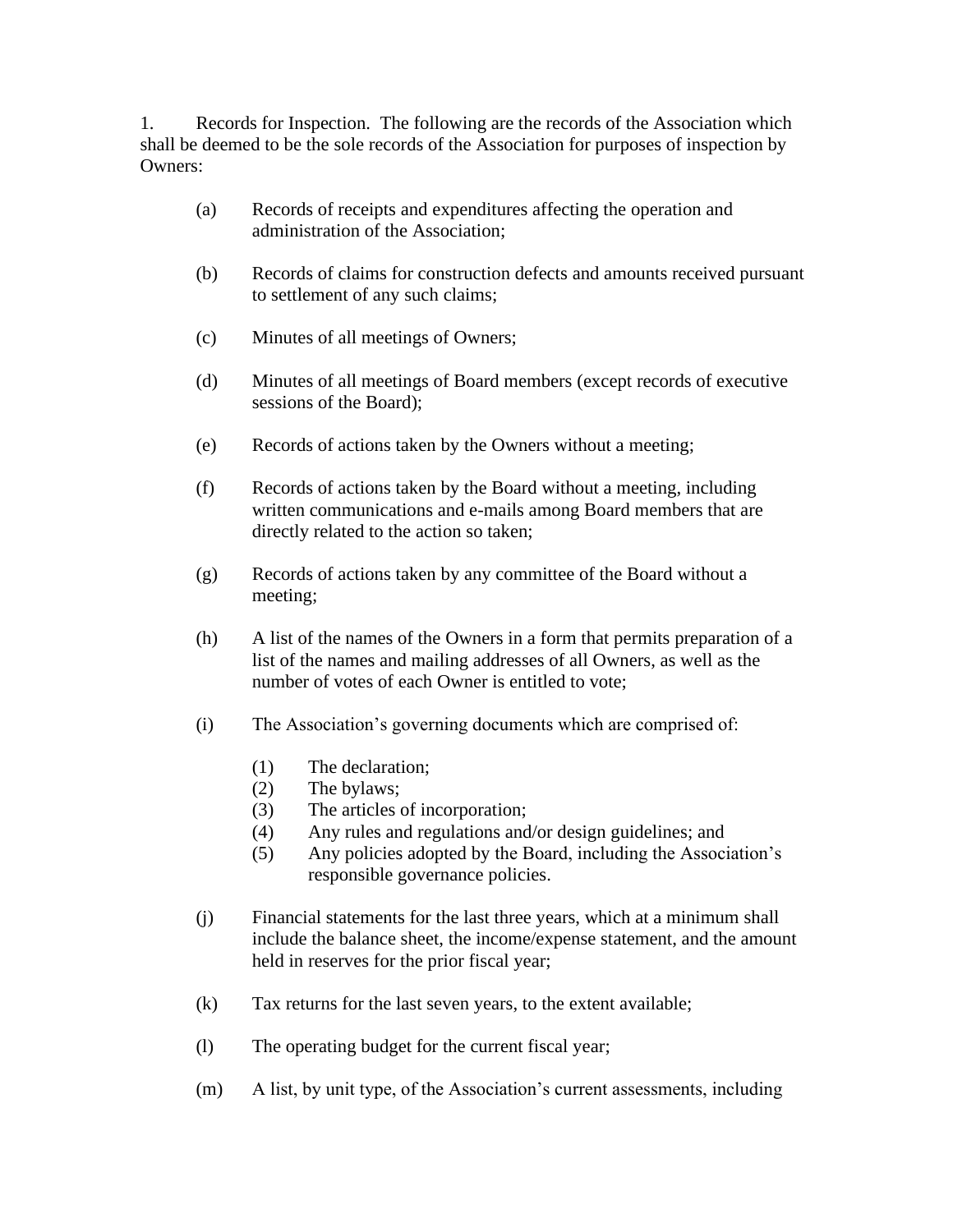1. Records for Inspection. The following are the records of the Association which shall be deemed to be the sole records of the Association for purposes of inspection by Owners:

(a) Records of receipts and expenditures affecting the operation and administration of the Association;

(b) Records of claims for construction defects and amounts received pursuant to settlement of any such claims;

(c) Minutes of all meetings of Owners;

(d) Minutes of all meetings of Board members (except records of executive sessions of the Board);

(e) Records of actions taken by the Owners without a meeting;

(f) Records of actions taken by the Board without a meeting, including written communications and e-mails among Board members that are directly related to the action so taken;

(g) Records of actions taken by any committee of the Board without a meeting;

(h) A list of the names of the Owners in a form that permits preparation of a list of the names and mailing addresses of all Owners, as well as the number of votes of each Owner is entitled to vote;

(i) The Association's governing documents which are comprised of:

(1) The declaration;
(2) The bylaws;
(3) The articles of incorporation;
(4) Any rules and regulations and/or design guidelines; and
(5) Any policies adopted by the Board, including the Association's responsible governance policies.

(j) Financial statements for the last three years, which at a minimum shall include the balance sheet, the income/expense statement, and the amount held in reserves for the prior fiscal year;

(k) Tax returns for the last seven years, to the extent available;

(l) The operating budget for the current fiscal year;

(m) A list, by unit type, of the Association's current assessments, including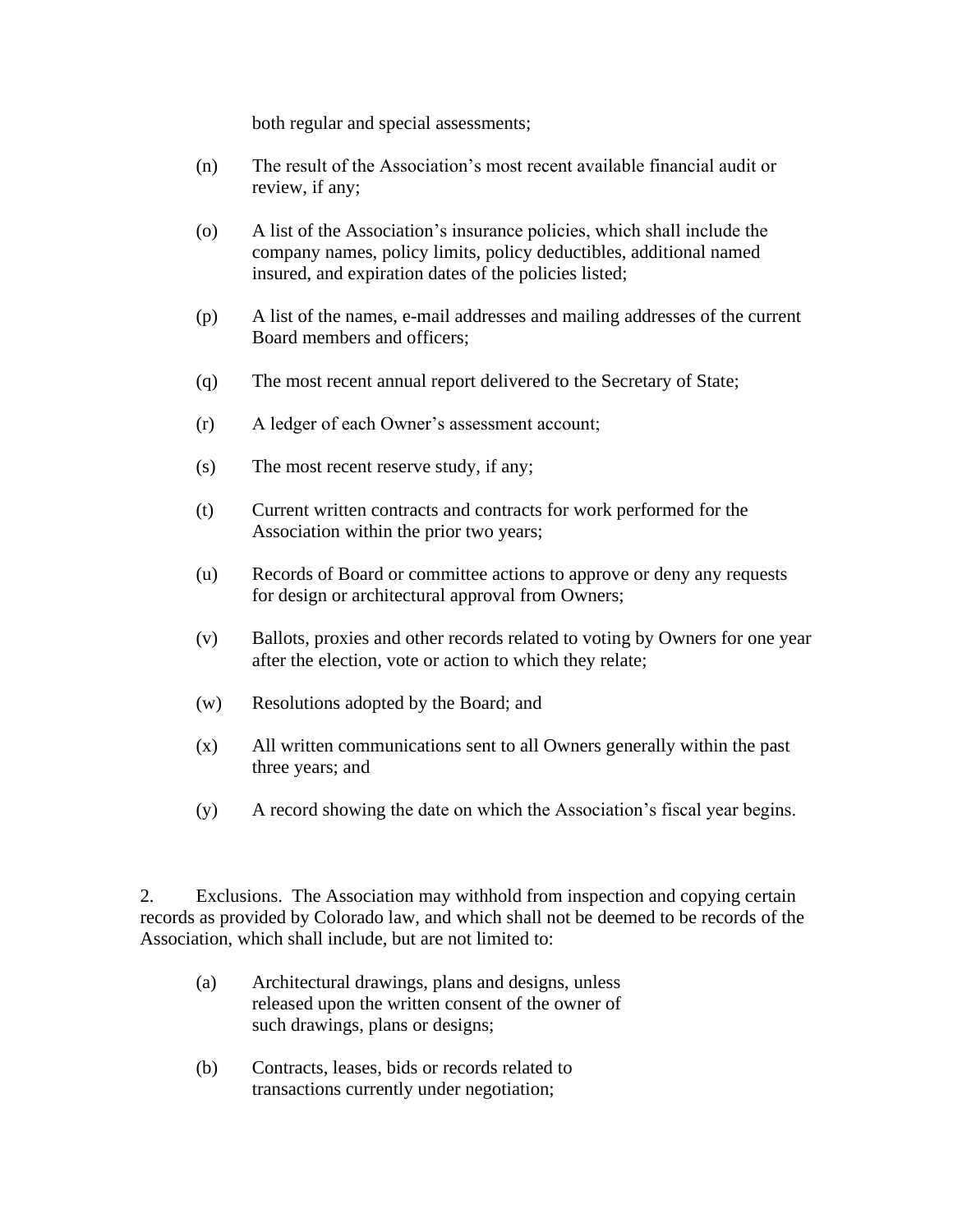both regular and special assessments;

(n) The result of the Association's most recent available financial audit or review, if any;

(o) A list of the Association's insurance policies, which shall include the company names, policy limits, policy deductibles, additional named insured, and expiration dates of the policies listed;

(p) A list of the names, e-mail addresses and mailing addresses of the current Board members and officers;

(q) The most recent annual report delivered to the Secretary of State;

(r) A ledger of each Owner's assessment account;

(s) The most recent reserve study, if any;

(t) Current written contracts and contracts for work performed for the Association within the prior two years;

(u) Records of Board or committee actions to approve or deny any requests for design or architectural approval from Owners;

(v) Ballots, proxies and other records related to voting by Owners for one year after the election, vote or action to which they relate;

(w) Resolutions adopted by the Board; and

(x) All written communications sent to all Owners generally within the past three years; and

(y) A record showing the date on which the Association's fiscal year begins.

2. Exclusions. The Association may withhold from inspection and copying certain records as provided by Colorado law, and which shall not be deemed to be records of the Association, which shall include, but are not limited to:

(a) Architectural drawings, plans and designs, unless released upon the written consent of the owner of such drawings, plans or designs;

(b) Contracts, leases, bids or records related to transactions currently under negotiation;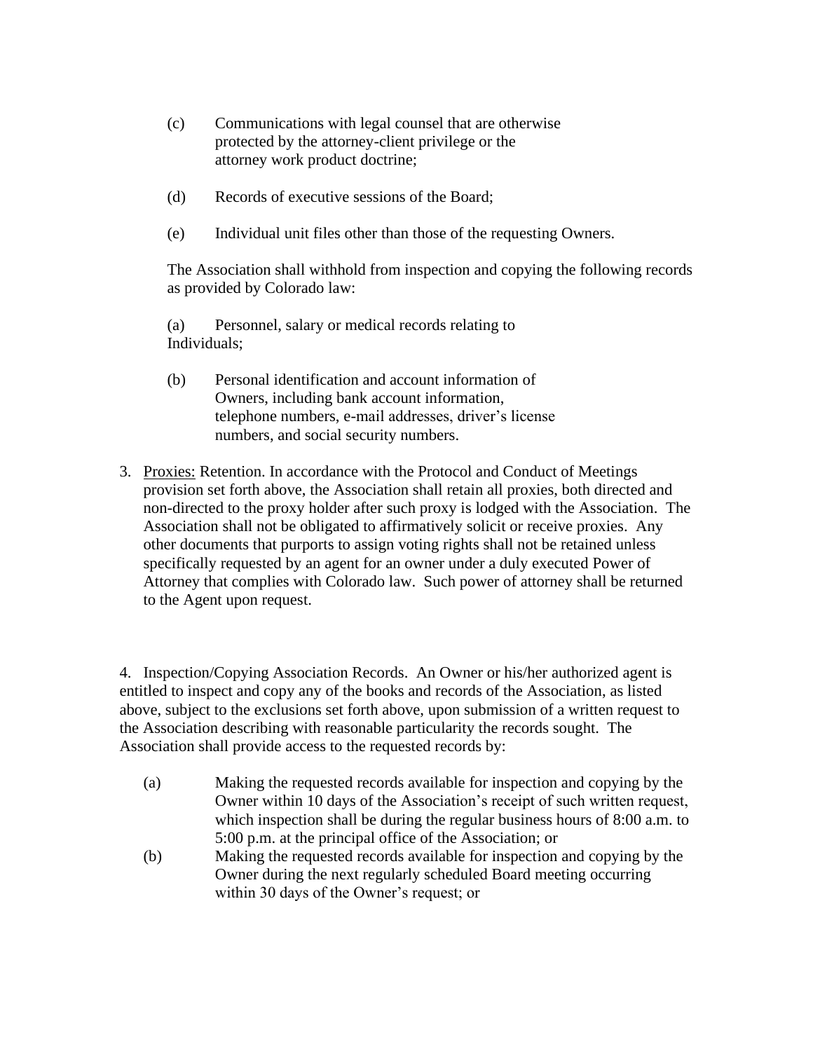(c) Communications with legal counsel that are otherwise protected by the attorney-client privilege or the attorney work product doctrine;

(d) Records of executive sessions of the Board;

(e) Individual unit files other than those of the requesting Owners.

The Association shall withhold from inspection and copying the following records as provided by Colorado law:

(a) Personnel, salary or medical records relating to Individuals;

(b) Personal identification and account information of Owners, including bank account information, telephone numbers, e-mail addresses, driver's license numbers, and social security numbers.

3. Proxies: Retention. In accordance with the Protocol and Conduct of Meetings provision set forth above, the Association shall retain all proxies, both directed and non-directed to the proxy holder after such proxy is lodged with the Association. The Association shall not be obligated to affirmatively solicit or receive proxies. Any other documents that purports to assign voting rights shall not be retained unless specifically requested by an agent for an owner under a duly executed Power of Attorney that complies with Colorado law. Such power of attorney shall be returned to the Agent upon request.

4. Inspection/Copying Association Records. An Owner or his/her authorized agent is entitled to inspect and copy any of the books and records of the Association, as listed above, subject to the exclusions set forth above, upon submission of a written request to the Association describing with reasonable particularity the records sought. The Association shall provide access to the requested records by:

(a) Making the requested records available for inspection and copying by the Owner within 10 days of the Association's receipt of such written request, which inspection shall be during the regular business hours of 8:00 a.m. to 5:00 p.m. at the principal office of the Association; or

(b) Making the requested records available for inspection and copying by the Owner during the next regularly scheduled Board meeting occurring within 30 days of the Owner's request; or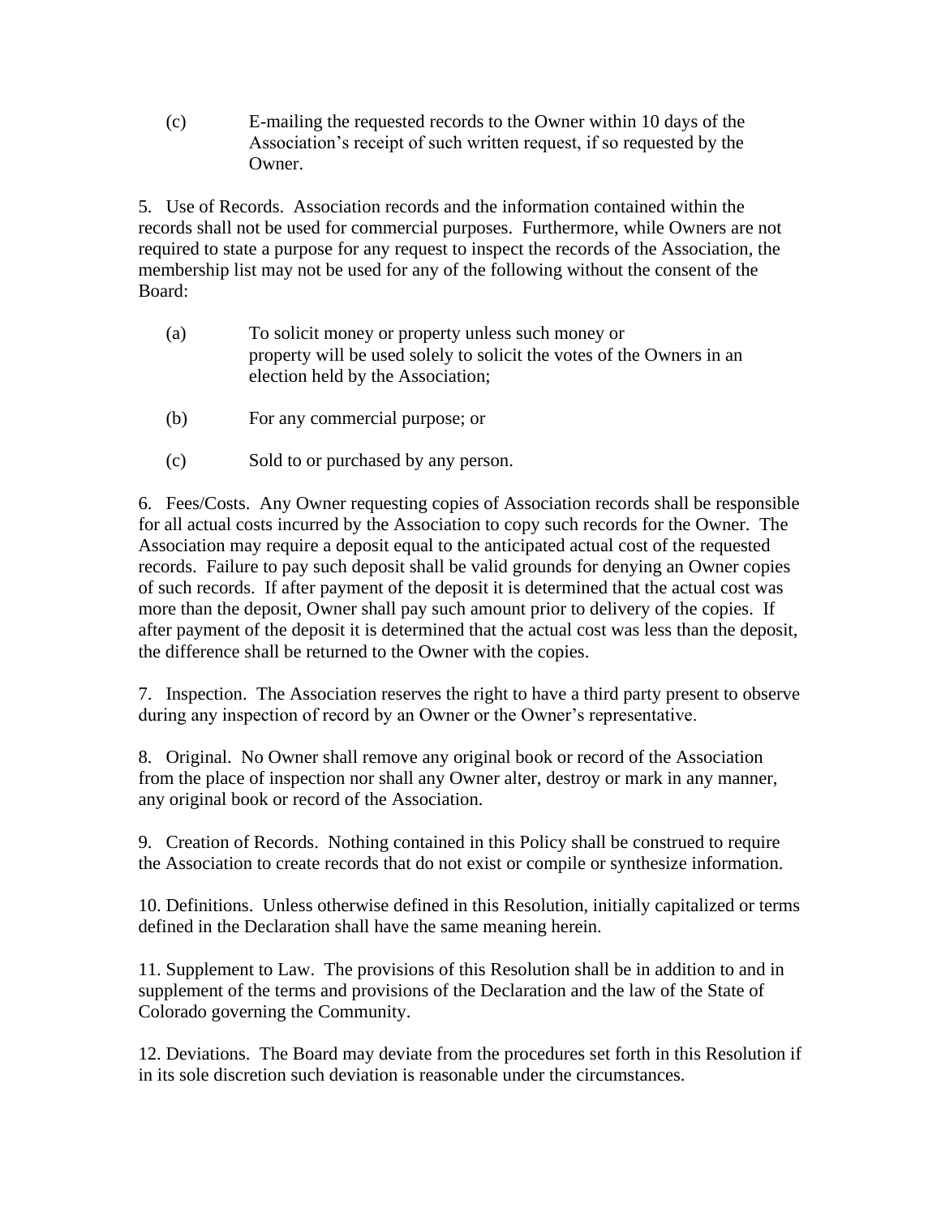(c) E-mailing the requested records to the Owner within 10 days of the Association's receipt of such written request, if so requested by the Owner.

5. Use of Records. Association records and the information contained within the records shall not be used for commercial purposes. Furthermore, while Owners are not required to state a purpose for any request to inspect the records of the Association, the membership list may not be used for any of the following without the consent of the Board:

(a) To solicit money or property unless such money or property will be used solely to solicit the votes of the Owners in an election held by the Association;

(b) For any commercial purpose; or

(c) Sold to or purchased by any person.

6. Fees/Costs. Any Owner requesting copies of Association records shall be responsible for all actual costs incurred by the Association to copy such records for the Owner. The Association may require a deposit equal to the anticipated actual cost of the requested records. Failure to pay such deposit shall be valid grounds for denying an Owner copies of such records. If after payment of the deposit it is determined that the actual cost was more than the deposit, Owner shall pay such amount prior to delivery of the copies. If after payment of the deposit it is determined that the actual cost was less than the deposit, the difference shall be returned to the Owner with the copies.

7. Inspection. The Association reserves the right to have a third party present to observe during any inspection of record by an Owner or the Owner's representative.

8. Original. No Owner shall remove any original book or record of the Association from the place of inspection nor shall any Owner alter, destroy or mark in any manner, any original book or record of the Association.

9. Creation of Records. Nothing contained in this Policy shall be construed to require the Association to create records that do not exist or compile or synthesize information.

10. Definitions. Unless otherwise defined in this Resolution, initially capitalized or terms defined in the Declaration shall have the same meaning herein.

11. Supplement to Law. The provisions of this Resolution shall be in addition to and in supplement of the terms and provisions of the Declaration and the law of the State of Colorado governing the Community.

12. Deviations. The Board may deviate from the procedures set forth in this Resolution if in its sole discretion such deviation is reasonable under the circumstances.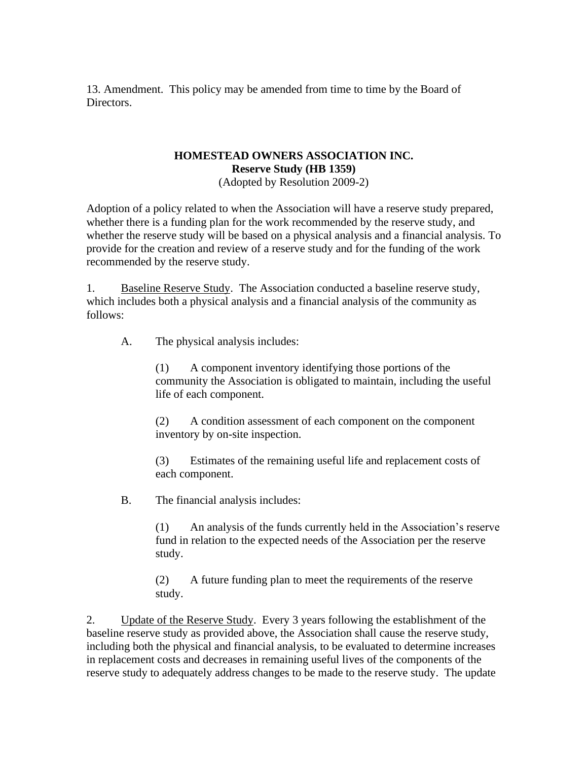13. Amendment. This policy may be amended from time to time by the Board of Directors.

## HOMESTEAD OWNERS ASSOCIATION INC.
### Reserve Study (HB 1359)
(Adopted by Resolution 2009-2)

Adoption of a policy related to when the Association will have a reserve study prepared, whether there is a funding plan for the work recommended by the reserve study, and whether the reserve study will be based on a physical analysis and a financial analysis. To provide for the creation and review of a reserve study and for the funding of the work recommended by the reserve study.

1. <u>Baseline Reserve Study</u>. The Association conducted a baseline reserve study, which includes both a physical analysis and a financial analysis of the community as follows:

A. The physical analysis includes:

(1) A component inventory identifying those portions of the community the Association is obligated to maintain, including the useful life of each component.

(2) A condition assessment of each component on the component inventory by on-site inspection.

(3) Estimates of the remaining useful life and replacement costs of each component.

B. The financial analysis includes:

(1) An analysis of the funds currently held in the Association's reserve fund in relation to the expected needs of the Association per the reserve study.

(2) A future funding plan to meet the requirements of the reserve study.

2. <u>Update of the Reserve Study</u>. Every 3 years following the establishment of the baseline reserve study as provided above, the Association shall cause the reserve study, including both the physical and financial analysis, to be evaluated to determine increases in replacement costs and decreases in remaining useful lives of the components of the reserve study to adequately address changes to be made to the reserve study. The update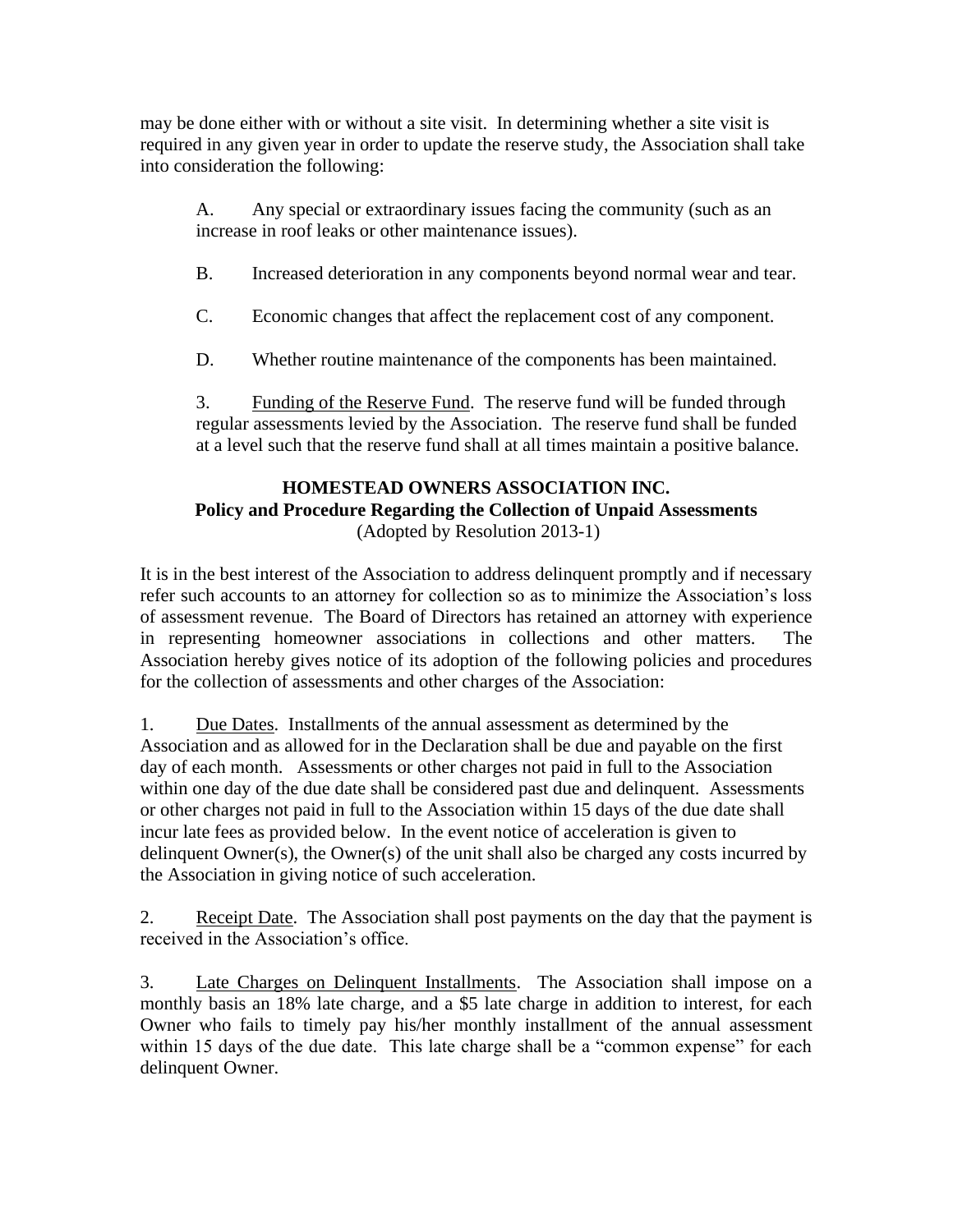may be done either with or without a site visit. In determining whether a site visit is required in any given year in order to update the reserve study, the Association shall take into consideration the following:

A. Any special or extraordinary issues facing the community (such as an increase in roof leaks or other maintenance issues).

B. Increased deterioration in any components beyond normal wear and tear.

C. Economic changes that affect the replacement cost of any component.

D. Whether routine maintenance of the components has been maintained.

3. Funding of the Reserve Fund. The reserve fund will be funded through regular assessments levied by the Association. The reserve fund shall be funded at a level such that the reserve fund shall at all times maintain a positive balance.

**HOMESTEAD OWNERS ASSOCIATION INC.**
**Policy and Procedure Regarding the Collection of Unpaid Assessments**
(Adopted by Resolution 2013-1)

It is in the best interest of the Association to address delinquent promptly and if necessary refer such accounts to an attorney for collection so as to minimize the Association's loss of assessment revenue. The Board of Directors has retained an attorney with experience in representing homeowner associations in collections and other matters. The Association hereby gives notice of its adoption of the following policies and procedures for the collection of assessments and other charges of the Association:

1. Due Dates. Installments of the annual assessment as determined by the Association and as allowed for in the Declaration shall be due and payable on the first day of each month. Assessments or other charges not paid in full to the Association within one day of the due date shall be considered past due and delinquent. Assessments or other charges not paid in full to the Association within 15 days of the due date shall incur late fees as provided below. In the event notice of acceleration is given to delinquent Owner(s), the Owner(s) of the unit shall also be charged any costs incurred by the Association in giving notice of such acceleration.

2. Receipt Date. The Association shall post payments on the day that the payment is received in the Association's office.

3. Late Charges on Delinquent Installments. The Association shall impose on a monthly basis an 18% late charge, and a $5 late charge in addition to interest, for each Owner who fails to timely pay his/her monthly installment of the annual assessment within 15 days of the due date. This late charge shall be a "common expense" for each delinquent Owner.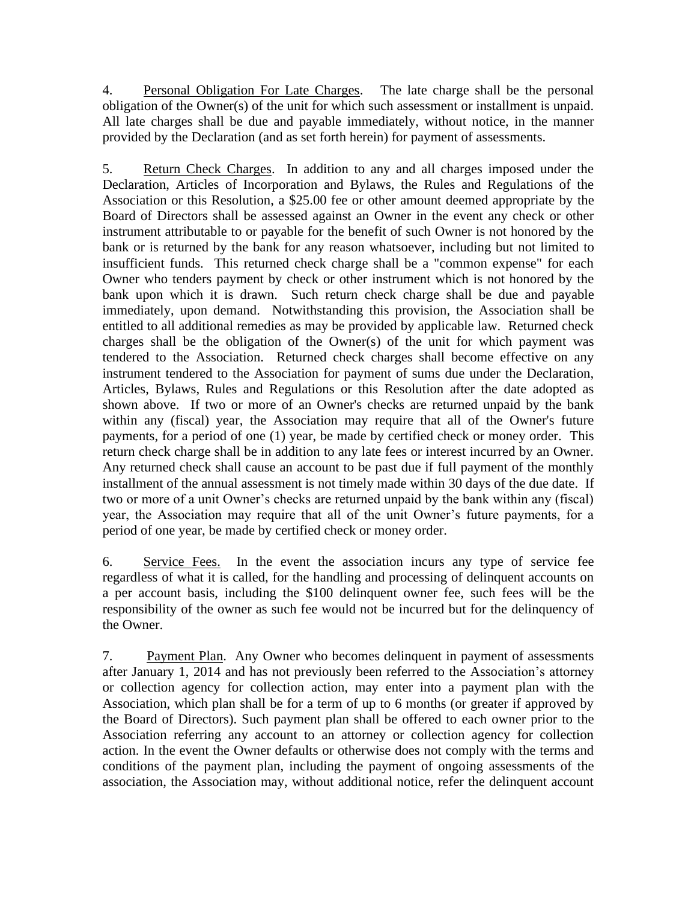4. Personal Obligation For Late Charges. The late charge shall be the personal obligation of the Owner(s) of the unit for which such assessment or installment is unpaid. All late charges shall be due and payable immediately, without notice, in the manner provided by the Declaration (and as set forth herein) for payment of assessments.

5. Return Check Charges. In addition to any and all charges imposed under the Declaration, Articles of Incorporation and Bylaws, the Rules and Regulations of the Association or this Resolution, a $25.00 fee or other amount deemed appropriate by the Board of Directors shall be assessed against an Owner in the event any check or other instrument attributable to or payable for the benefit of such Owner is not honored by the bank or is returned by the bank for any reason whatsoever, including but not limited to insufficient funds. This returned check charge shall be a "common expense" for each Owner who tenders payment by check or other instrument which is not honored by the bank upon which it is drawn. Such return check charge shall be due and payable immediately, upon demand. Notwithstanding this provision, the Association shall be entitled to all additional remedies as may be provided by applicable law. Returned check charges shall be the obligation of the Owner(s) of the unit for which payment was tendered to the Association. Returned check charges shall become effective on any instrument tendered to the Association for payment of sums due under the Declaration, Articles, Bylaws, Rules and Regulations or this Resolution after the date adopted as shown above. If two or more of an Owner's checks are returned unpaid by the bank within any (fiscal) year, the Association may require that all of the Owner's future payments, for a period of one (1) year, be made by certified check or money order. This return check charge shall be in addition to any late fees or interest incurred by an Owner. Any returned check shall cause an account to be past due if full payment of the monthly installment of the annual assessment is not timely made within 30 days of the due date. If two or more of a unit Owner's checks are returned unpaid by the bank within any (fiscal) year, the Association may require that all of the unit Owner's future payments, for a period of one year, be made by certified check or money order.

6. Service Fees. In the event the association incurs any type of service fee regardless of what it is called, for the handling and processing of delinquent accounts on a per account basis, including the $100 delinquent owner fee, such fees will be the responsibility of the owner as such fee would not be incurred but for the delinquency of the Owner.

7. Payment Plan. Any Owner who becomes delinquent in payment of assessments after January 1, 2014 and has not previously been referred to the Association's attorney or collection agency for collection action, may enter into a payment plan with the Association, which plan shall be for a term of up to 6 months (or greater if approved by the Board of Directors). Such payment plan shall be offered to each owner prior to the Association referring any account to an attorney or collection agency for collection action. In the event the Owner defaults or otherwise does not comply with the terms and conditions of the payment plan, including the payment of ongoing assessments of the association, the Association may, without additional notice, refer the delinquent account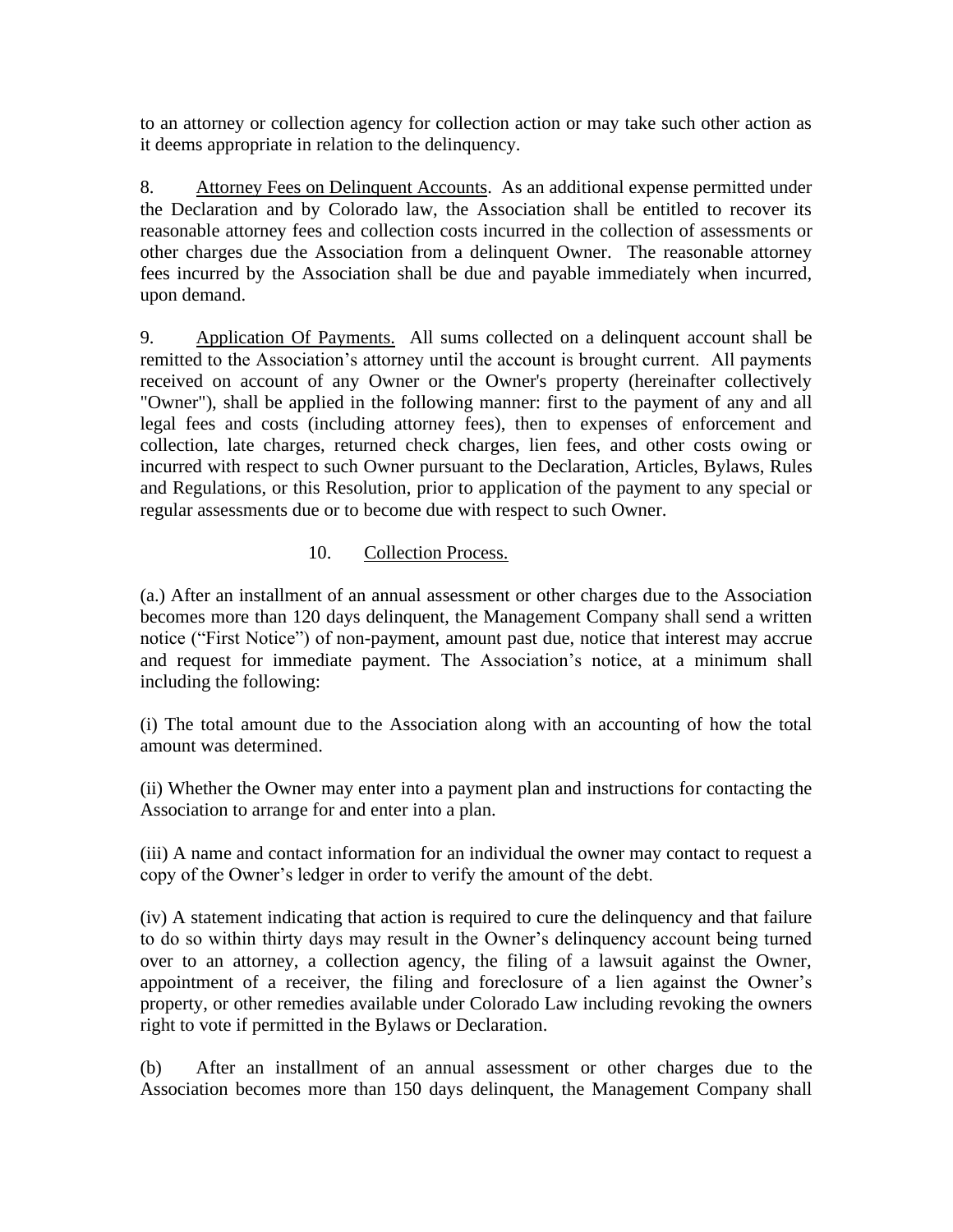to an attorney or collection agency for collection action or may take such other action as it deems appropriate in relation to the delinquency.

8. Attorney Fees on Delinquent Accounts. As an additional expense permitted under the Declaration and by Colorado law, the Association shall be entitled to recover its reasonable attorney fees and collection costs incurred in the collection of assessments or other charges due the Association from a delinquent Owner. The reasonable attorney fees incurred by the Association shall be due and payable immediately when incurred, upon demand.

9. Application Of Payments. All sums collected on a delinquent account shall be remitted to the Association's attorney until the account is brought current. All payments received on account of any Owner or the Owner's property (hereinafter collectively "Owner"), shall be applied in the following manner: first to the payment of any and all legal fees and costs (including attorney fees), then to expenses of enforcement and collection, late charges, returned check charges, lien fees, and other costs owing or incurred with respect to such Owner pursuant to the Declaration, Articles, Bylaws, Rules and Regulations, or this Resolution, prior to application of the payment to any special or regular assessments due or to become due with respect to such Owner.

10. Collection Process.

(a.) After an installment of an annual assessment or other charges due to the Association becomes more than 120 days delinquent, the Management Company shall send a written notice ("First Notice") of non-payment, amount past due, notice that interest may accrue and request for immediate payment. The Association's notice, at a minimum shall including the following:

(i) The total amount due to the Association along with an accounting of how the total amount was determined.

(ii) Whether the Owner may enter into a payment plan and instructions for contacting the Association to arrange for and enter into a plan.

(iii) A name and contact information for an individual the owner may contact to request a copy of the Owner's ledger in order to verify the amount of the debt.

(iv) A statement indicating that action is required to cure the delinquency and that failure to do so within thirty days may result in the Owner's delinquency account being turned over to an attorney, a collection agency, the filing of a lawsuit against the Owner, appointment of a receiver, the filing and foreclosure of a lien against the Owner's property, or other remedies available under Colorado Law including revoking the owners right to vote if permitted in the Bylaws or Declaration.

(b) After an installment of an annual assessment or other charges due to the Association becomes more than 150 days delinquent, the Management Company shall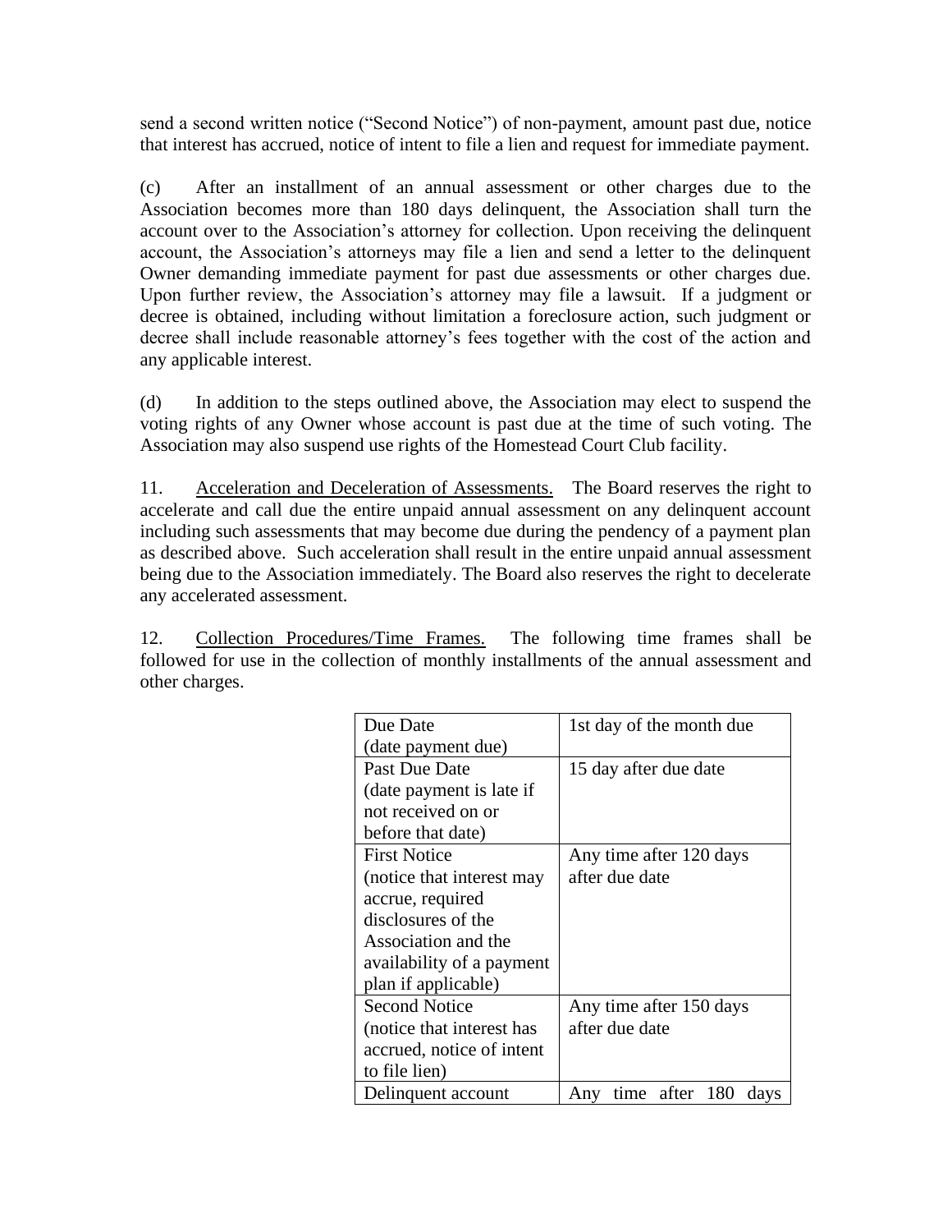send a second written notice ("Second Notice") of non-payment, amount past due, notice that interest has accrued, notice of intent to file a lien and request for immediate payment.

(c) After an installment of an annual assessment or other charges due to the Association becomes more than 180 days delinquent, the Association shall turn the account over to the Association's attorney for collection. Upon receiving the delinquent account, the Association's attorneys may file a lien and send a letter to the delinquent Owner demanding immediate payment for past due assessments or other charges due. Upon further review, the Association's attorney may file a lawsuit. If a judgment or decree is obtained, including without limitation a foreclosure action, such judgment or decree shall include reasonable attorney's fees together with the cost of the action and any applicable interest.

(d) In addition to the steps outlined above, the Association may elect to suspend the voting rights of any Owner whose account is past due at the time of such voting. The Association may also suspend use rights of the Homestead Court Club facility.

11. Acceleration and Deceleration of Assessments. The Board reserves the right to accelerate and call due the entire unpaid annual assessment on any delinquent account including such assessments that may become due during the pendency of a payment plan as described above. Such acceleration shall result in the entire unpaid annual assessment being due to the Association immediately. The Board also reserves the right to decelerate any accelerated assessment.

12. Collection Procedures/Time Frames. The following time frames shall be followed for use in the collection of monthly installments of the annual assessment and other charges.

| | |
|---|---|
| Due Date (date payment due) | 1st day of the month due |
| Past Due Date (date payment is late if not received on or before that date) | 15 day after due date |
| First Notice (notice that interest may accrue, required disclosures of the Association and the availability of a payment plan if applicable) | Any time after 120 days after due date |
| Second Notice (notice that interest has accrued, notice of intent to file lien) | Any time after 150 days after due date |
| Delinquent account | Any time after 180 days |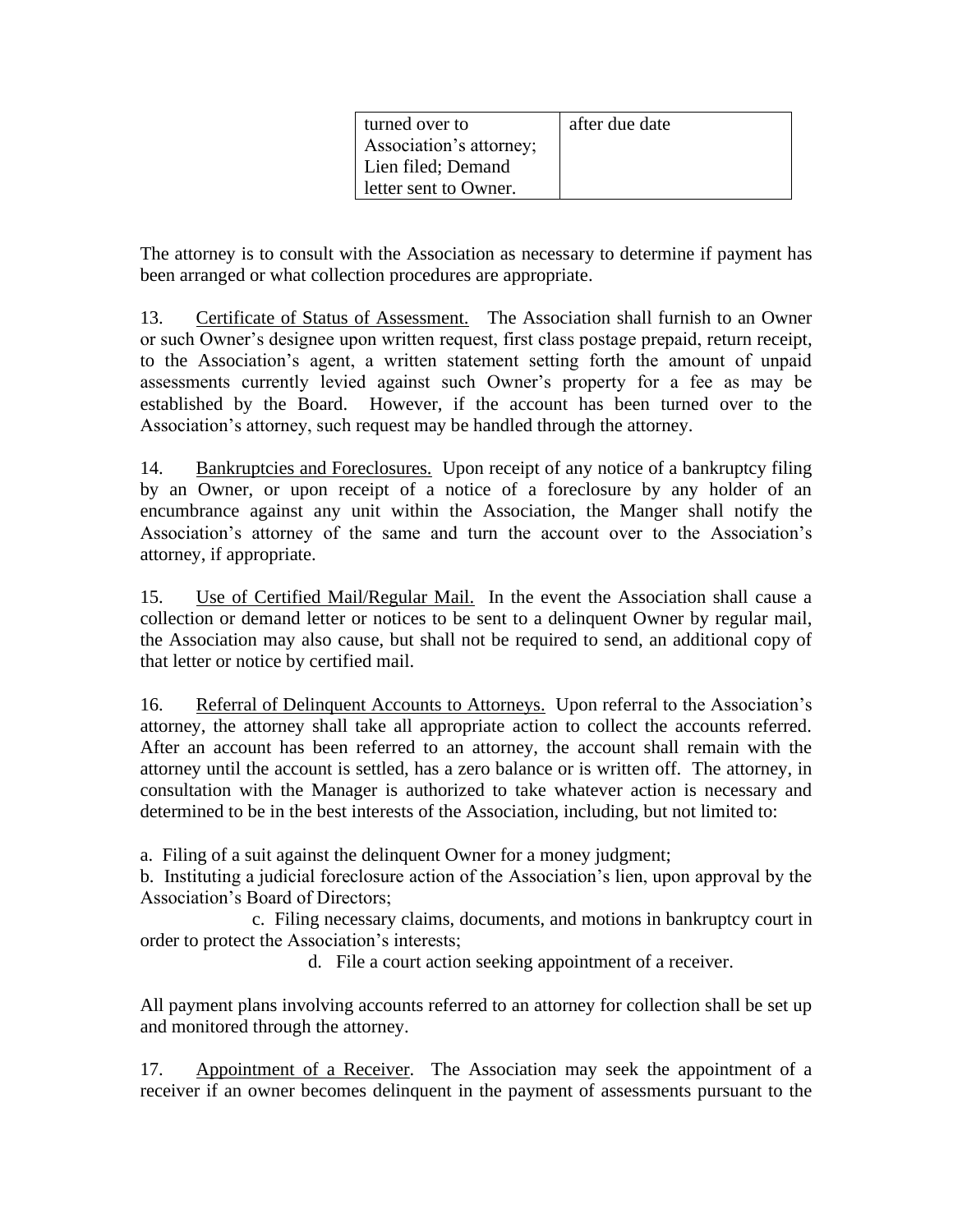| turned over to Association's attorney; Lien filed; Demand letter sent to Owner. | after due date |
|---|---|

The attorney is to consult with the Association as necessary to determine if payment has been arranged or what collection procedures are appropriate.

13. Certificate of Status of Assessment. The Association shall furnish to an Owner or such Owner's designee upon written request, first class postage prepaid, return receipt, to the Association's agent, a written statement setting forth the amount of unpaid assessments currently levied against such Owner's property for a fee as may be established by the Board. However, if the account has been turned over to the Association's attorney, such request may be handled through the attorney.

14. Bankruptcies and Foreclosures. Upon receipt of any notice of a bankruptcy filing by an Owner, or upon receipt of a notice of a foreclosure by any holder of an encumbrance against any unit within the Association, the Manger shall notify the Association's attorney of the same and turn the account over to the Association's attorney, if appropriate.

15. Use of Certified Mail/Regular Mail. In the event the Association shall cause a collection or demand letter or notices to be sent to a delinquent Owner by regular mail, the Association may also cause, but shall not be required to send, an additional copy of that letter or notice by certified mail.

16. Referral of Delinquent Accounts to Attorneys. Upon referral to the Association's attorney, the attorney shall take all appropriate action to collect the accounts referred. After an account has been referred to an attorney, the account shall remain with the attorney until the account is settled, has a zero balance or is written off. The attorney, in consultation with the Manager is authorized to take whatever action is necessary and determined to be in the best interests of the Association, including, but not limited to:

a. Filing of a suit against the delinquent Owner for a money judgment;
b. Instituting a judicial foreclosure action of the Association's lien, upon approval by the Association's Board of Directors;
c. Filing necessary claims, documents, and motions in bankruptcy court in order to protect the Association's interests;
d. File a court action seeking appointment of a receiver.

All payment plans involving accounts referred to an attorney for collection shall be set up and monitored through the attorney.

17. Appointment of a Receiver. The Association may seek the appointment of a receiver if an owner becomes delinquent in the payment of assessments pursuant to the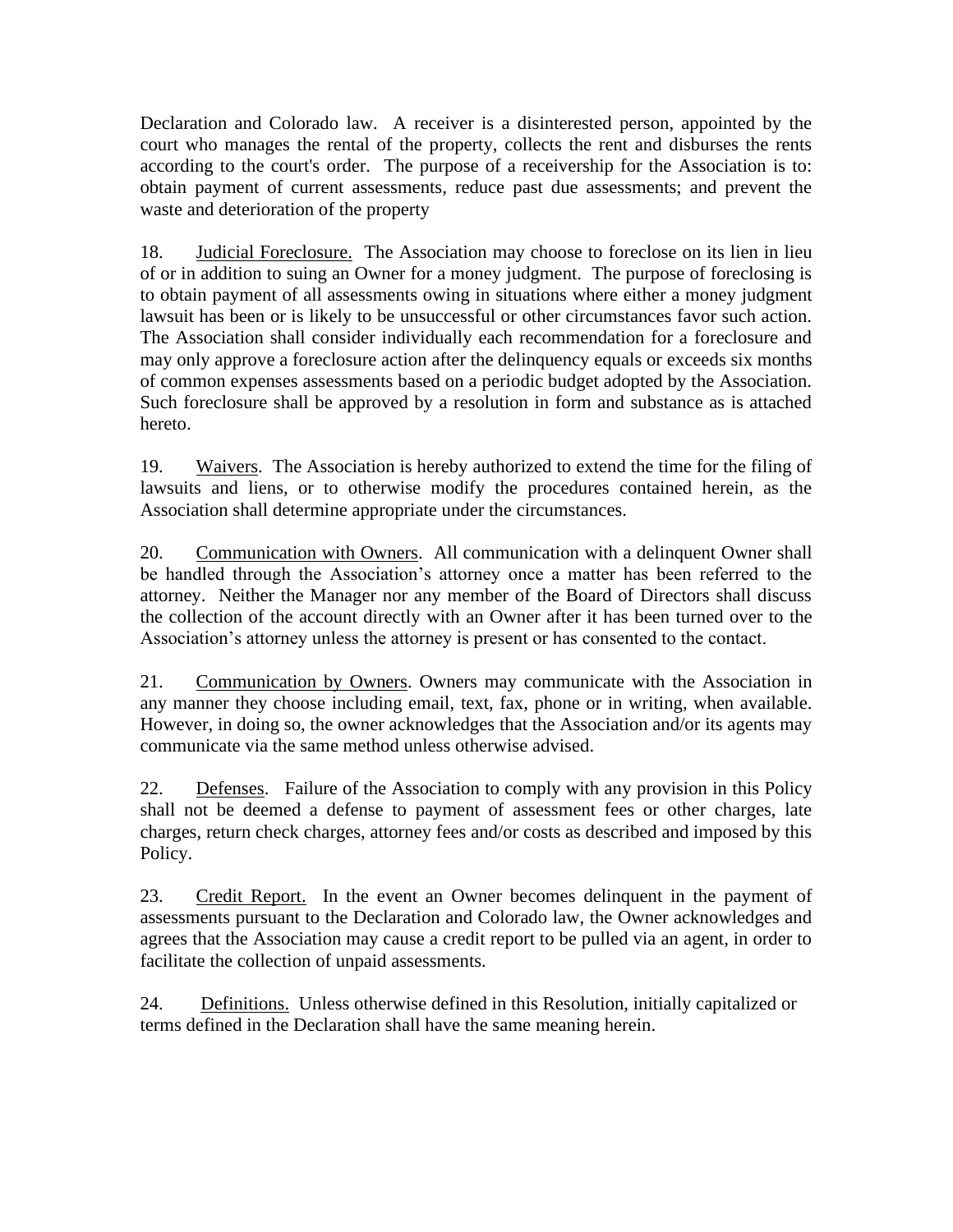Declaration and Colorado law. A receiver is a disinterested person, appointed by the court who manages the rental of the property, collects the rent and disburses the rents according to the court's order. The purpose of a receivership for the Association is to: obtain payment of current assessments, reduce past due assessments; and prevent the waste and deterioration of the property

18. Judicial Foreclosure. The Association may choose to foreclose on its lien in lieu of or in addition to suing an Owner for a money judgment. The purpose of foreclosing is to obtain payment of all assessments owing in situations where either a money judgment lawsuit has been or is likely to be unsuccessful or other circumstances favor such action. The Association shall consider individually each recommendation for a foreclosure and may only approve a foreclosure action after the delinquency equals or exceeds six months of common expenses assessments based on a periodic budget adopted by the Association. Such foreclosure shall be approved by a resolution in form and substance as is attached hereto.

19. Waivers. The Association is hereby authorized to extend the time for the filing of lawsuits and liens, or to otherwise modify the procedures contained herein, as the Association shall determine appropriate under the circumstances.

20. Communication with Owners. All communication with a delinquent Owner shall be handled through the Association's attorney once a matter has been referred to the attorney. Neither the Manager nor any member of the Board of Directors shall discuss the collection of the account directly with an Owner after it has been turned over to the Association's attorney unless the attorney is present or has consented to the contact.

21. Communication by Owners. Owners may communicate with the Association in any manner they choose including email, text, fax, phone or in writing, when available. However, in doing so, the owner acknowledges that the Association and/or its agents may communicate via the same method unless otherwise advised.

22. Defenses. Failure of the Association to comply with any provision in this Policy shall not be deemed a defense to payment of assessment fees or other charges, late charges, return check charges, attorney fees and/or costs as described and imposed by this Policy.

23. Credit Report. In the event an Owner becomes delinquent in the payment of assessments pursuant to the Declaration and Colorado law, the Owner acknowledges and agrees that the Association may cause a credit report to be pulled via an agent, in order to facilitate the collection of unpaid assessments.

24. Definitions. Unless otherwise defined in this Resolution, initially capitalized or terms defined in the Declaration shall have the same meaning herein.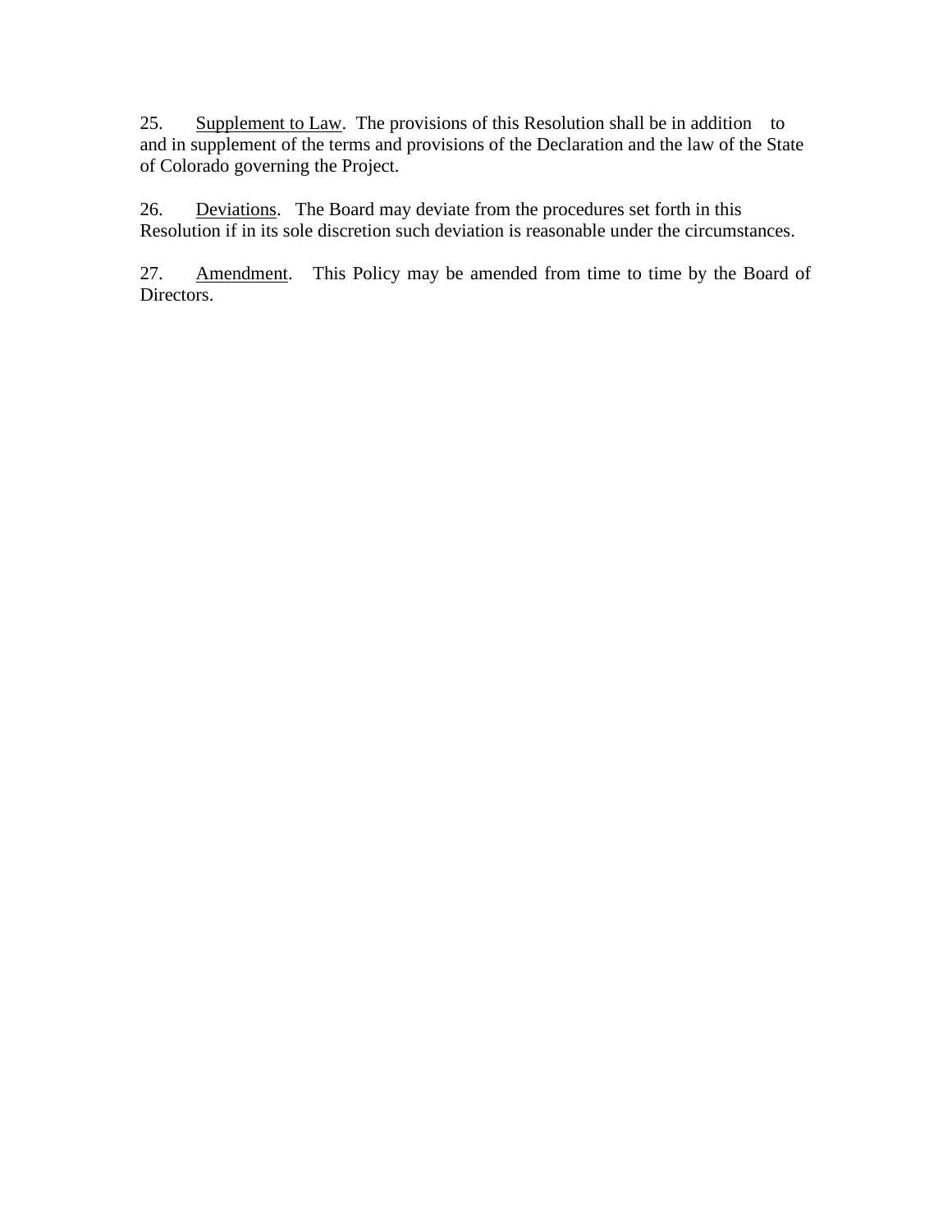25. Supplement to Law. The provisions of this Resolution shall be in addition to and in supplement of the terms and provisions of the Declaration and the law of the State of Colorado governing the Project.

26. Deviations. The Board may deviate from the procedures set forth in this Resolution if in its sole discretion such deviation is reasonable under the circumstances.

27. Amendment. This Policy may be amended from time to time by the Board of Directors.